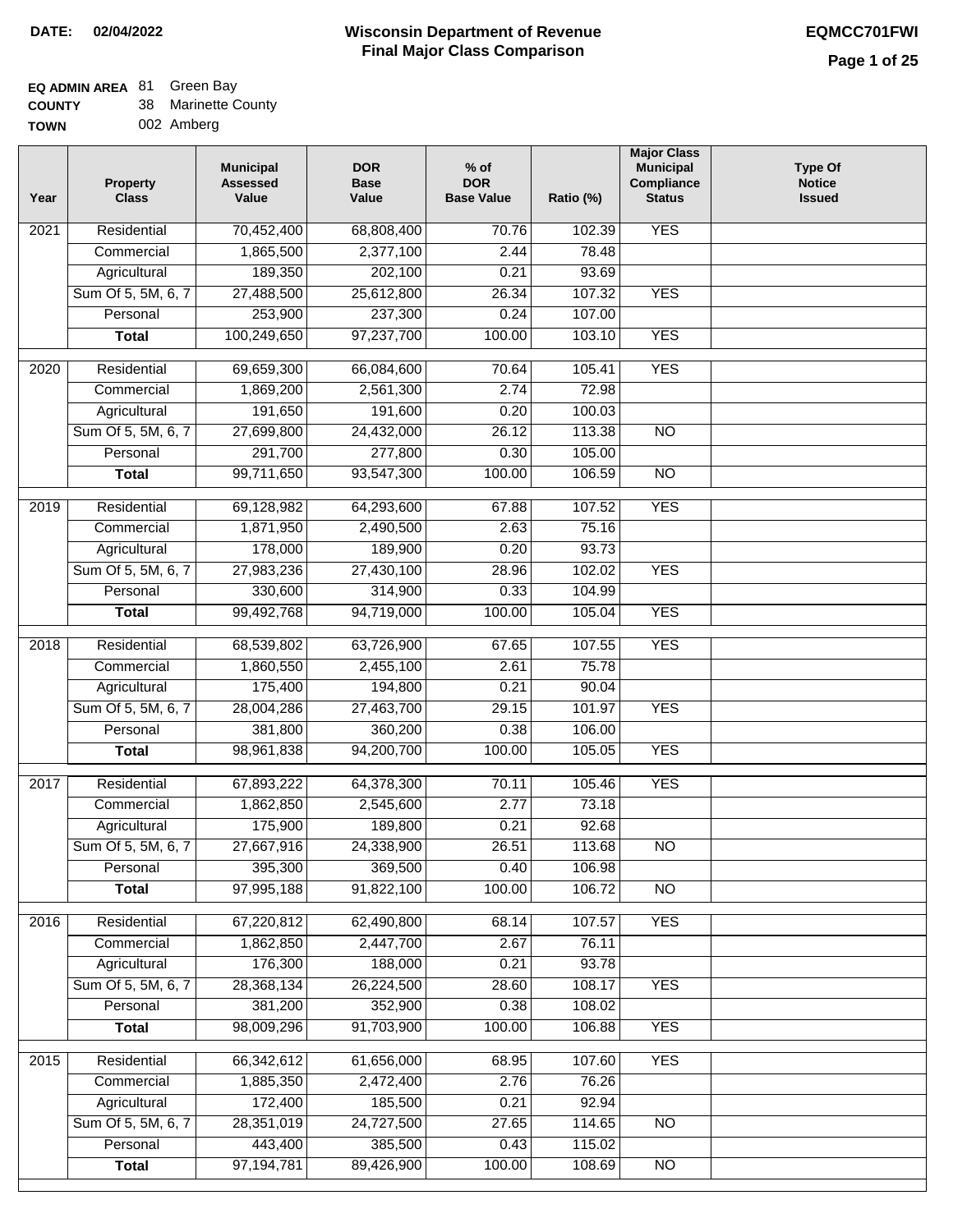**DATE:** 02/04/2022

# Wisconsin Department of Revenue
## Final Major Class Comparison

**EQMCC701FWI**

**EQ ADMIN AREA** 81 Green Bay
**COUNTY** 38 Marinette County
**TOWN** 002 Amberg

| Year | Property Class | Municipal Assessed Value | DOR Base Value | % of DOR Base Value | Ratio (%) | Major Class Municipal Compliance Status | Type Of Notice Issued |
|---|---|---|---|---|---|---|---|
| 2021 | Residential | 70,452,400 | 68,808,400 | 70.76 | 102.39 | YES | |
| | Commercial | 1,865,500 | 2,377,100 | 2.44 | 78.48 | | |
| | Agricultural | 189,350 | 202,100 | 0.21 | 93.69 | | |
| | Sum Of 5, 5M, 6, 7 | 27,488,500 | 25,612,800 | 26.34 | 107.32 | YES | |
| | Personal | 253,900 | 237,300 | 0.24 | 107.00 | | |
| | **Total** | 100,249,650 | 97,237,700 | 100.00 | 103.10 | YES | |
| 2020 | Residential | 69,659,300 | 66,084,600 | 70.64 | 105.41 | YES | |
| | Commercial | 1,869,200 | 2,561,300 | 2.74 | 72.98 | | |
| | Agricultural | 191,650 | 191,600 | 0.20 | 100.03 | | |
| | Sum Of 5, 5M, 6, 7 | 27,699,800 | 24,432,000 | 26.12 | 113.38 | NO | |
| | Personal | 291,700 | 277,800 | 0.30 | 105.00 | | |
| | **Total** | 99,711,650 | 93,547,300 | 100.00 | 106.59 | NO | |
| 2019 | Residential | 69,128,982 | 64,293,600 | 67.88 | 107.52 | YES | |
| | Commercial | 1,871,950 | 2,490,500 | 2.63 | 75.16 | | |
| | Agricultural | 178,000 | 189,900 | 0.20 | 93.73 | | |
| | Sum Of 5, 5M, 6, 7 | 27,983,236 | 27,430,100 | 28.96 | 102.02 | YES | |
| | Personal | 330,600 | 314,900 | 0.33 | 104.99 | | |
| | **Total** | 99,492,768 | 94,719,000 | 100.00 | 105.04 | YES | |
| 2018 | Residential | 68,539,802 | 63,726,900 | 67.65 | 107.55 | YES | |
| | Commercial | 1,860,550 | 2,455,100 | 2.61 | 75.78 | | |
| | Agricultural | 175,400 | 194,800 | 0.21 | 90.04 | | |
| | Sum Of 5, 5M, 6, 7 | 28,004,286 | 27,463,700 | 29.15 | 101.97 | YES | |
| | Personal | 381,800 | 360,200 | 0.38 | 106.00 | | |
| | **Total** | 98,961,838 | 94,200,700 | 100.00 | 105.05 | YES | |
| 2017 | Residential | 67,893,222 | 64,378,300 | 70.11 | 105.46 | YES | |
| | Commercial | 1,862,850 | 2,545,600 | 2.77 | 73.18 | | |
| | Agricultural | 175,900 | 189,800 | 0.21 | 92.68 | | |
| | Sum Of 5, 5M, 6, 7 | 27,667,916 | 24,338,900 | 26.51 | 113.68 | NO | |
| | Personal | 395,300 | 369,500 | 0.40 | 106.98 | | |
| | **Total** | 97,995,188 | 91,822,100 | 100.00 | 106.72 | NO | |
| 2016 | Residential | 67,220,812 | 62,490,800 | 68.14 | 107.57 | YES | |
| | Commercial | 1,862,850 | 2,447,700 | 2.67 | 76.11 | | |
| | Agricultural | 176,300 | 188,000 | 0.21 | 93.78 | | |
| | Sum Of 5, 5M, 6, 7 | 28,368,134 | 26,224,500 | 28.60 | 108.17 | YES | |
| | Personal | 381,200 | 352,900 | 0.38 | 108.02 | | |
| | **Total** | 98,009,296 | 91,703,900 | 100.00 | 106.88 | YES | |
| 2015 | Residential | 66,342,612 | 61,656,000 | 68.95 | 107.60 | YES | |
| | Commercial | 1,885,350 | 2,472,400 | 2.76 | 76.26 | | |
| | Agricultural | 172,400 | 185,500 | 0.21 | 92.94 | | |
| | Sum Of 5, 5M, 6, 7 | 28,351,019 | 24,727,500 | 27.65 | 114.65 | NO | |
| | Personal | 443,400 | 385,500 | 0.43 | 115.02 | | |
| | **Total** | 97,194,781 | 89,426,900 | 100.00 | 108.69 | NO | |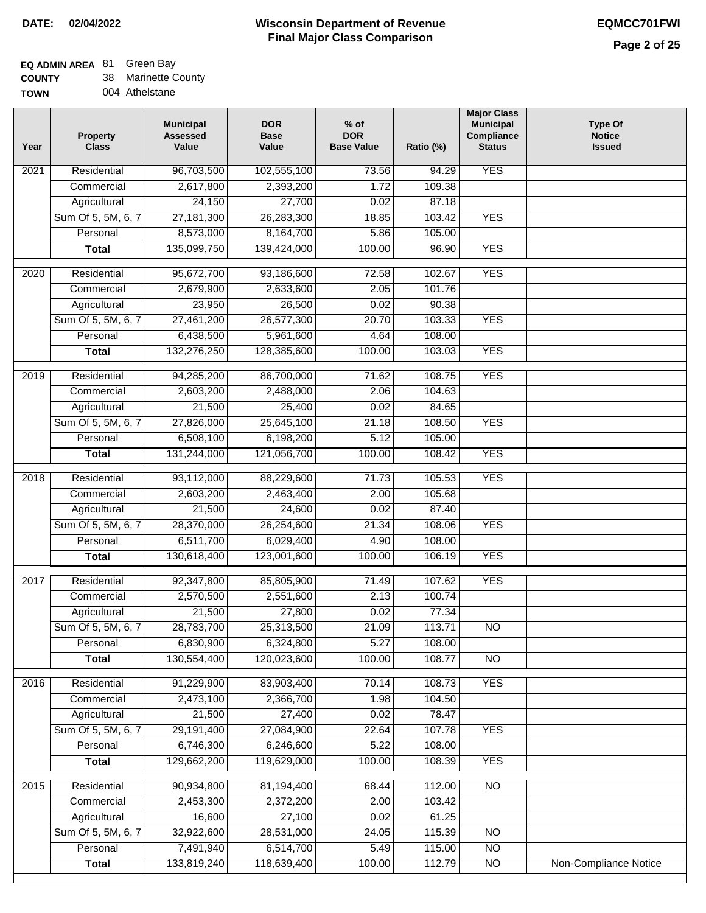**DATE:** 02/04/2022

# Wisconsin Department of Revenue
## Final Major Class Comparison

**EQMCC701FWI**

**EQ ADMIN AREA** 81 Green Bay
**COUNTY** 38 Marinette County
**TOWN** 004 Athelstane

| Year | Property Class | Municipal Assessed Value | DOR Base Value | % of DOR Base Value | Ratio (%) | Major Class Municipal Compliance Status | Type Of Notice Issued |
|---|---|---|---|---|---|---|---|
| 2021 | Residential | 96,703,500 | 102,555,100 | 73.56 | 94.29 | YES | |
| | Commercial | 2,617,800 | 2,393,200 | 1.72 | 109.38 | | |
| | Agricultural | 24,150 | 27,700 | 0.02 | 87.18 | | |
| | Sum Of 5, 5M, 6, 7 | 27,181,300 | 26,283,300 | 18.85 | 103.42 | YES | |
| | Personal | 8,573,000 | 8,164,700 | 5.86 | 105.00 | | |
| | **Total** | 135,099,750 | 139,424,000 | 100.00 | 96.90 | YES | |
| 2020 | Residential | 95,672,700 | 93,186,600 | 72.58 | 102.67 | YES | |
| | Commercial | 2,679,900 | 2,633,600 | 2.05 | 101.76 | | |
| | Agricultural | 23,950 | 26,500 | 0.02 | 90.38 | | |
| | Sum Of 5, 5M, 6, 7 | 27,461,200 | 26,577,300 | 20.70 | 103.33 | YES | |
| | Personal | 6,438,500 | 5,961,600 | 4.64 | 108.00 | | |
| | **Total** | 132,276,250 | 128,385,600 | 100.00 | 103.03 | YES | |
| 2019 | Residential | 94,285,200 | 86,700,000 | 71.62 | 108.75 | YES | |
| | Commercial | 2,603,200 | 2,488,000 | 2.06 | 104.63 | | |
| | Agricultural | 21,500 | 25,400 | 0.02 | 84.65 | | |
| | Sum Of 5, 5M, 6, 7 | 27,826,000 | 25,645,100 | 21.18 | 108.50 | YES | |
| | Personal | 6,508,100 | 6,198,200 | 5.12 | 105.00 | | |
| | **Total** | 131,244,000 | 121,056,700 | 100.00 | 108.42 | YES | |
| 2018 | Residential | 93,112,000 | 88,229,600 | 71.73 | 105.53 | YES | |
| | Commercial | 2,603,200 | 2,463,400 | 2.00 | 105.68 | | |
| | Agricultural | 21,500 | 24,600 | 0.02 | 87.40 | | |
| | Sum Of 5, 5M, 6, 7 | 28,370,000 | 26,254,600 | 21.34 | 108.06 | YES | |
| | Personal | 6,511,700 | 6,029,400 | 4.90 | 108.00 | | |
| | **Total** | 130,618,400 | 123,001,600 | 100.00 | 106.19 | YES | |
| 2017 | Residential | 92,347,800 | 85,805,900 | 71.49 | 107.62 | YES | |
| | Commercial | 2,570,500 | 2,551,600 | 2.13 | 100.74 | | |
| | Agricultural | 21,500 | 27,800 | 0.02 | 77.34 | | |
| | Sum Of 5, 5M, 6, 7 | 28,783,700 | 25,313,500 | 21.09 | 113.71 | NO | |
| | Personal | 6,830,900 | 6,324,800 | 5.27 | 108.00 | | |
| | **Total** | 130,554,400 | 120,023,600 | 100.00 | 108.77 | NO | |
| 2016 | Residential | 91,229,900 | 83,903,400 | 70.14 | 108.73 | YES | |
| | Commercial | 2,473,100 | 2,366,700 | 1.98 | 104.50 | | |
| | Agricultural | 21,500 | 27,400 | 0.02 | 78.47 | | |
| | Sum Of 5, 5M, 6, 7 | 29,191,400 | 27,084,900 | 22.64 | 107.78 | YES | |
| | Personal | 6,746,300 | 6,246,600 | 5.22 | 108.00 | | |
| | **Total** | 129,662,200 | 119,629,000 | 100.00 | 108.39 | YES | |
| 2015 | Residential | 90,934,800 | 81,194,400 | 68.44 | 112.00 | NO | |
| | Commercial | 2,453,300 | 2,372,200 | 2.00 | 103.42 | | |
| | Agricultural | 16,600 | 27,100 | 0.02 | 61.25 | | |
| | Sum Of 5, 5M, 6, 7 | 32,922,600 | 28,531,000 | 24.05 | 115.39 | NO | |
| | Personal | 7,491,940 | 6,514,700 | 5.49 | 115.00 | NO | |
| | **Total** | 133,819,240 | 118,639,400 | 100.00 | 112.79 | NO | Non-Compliance Notice |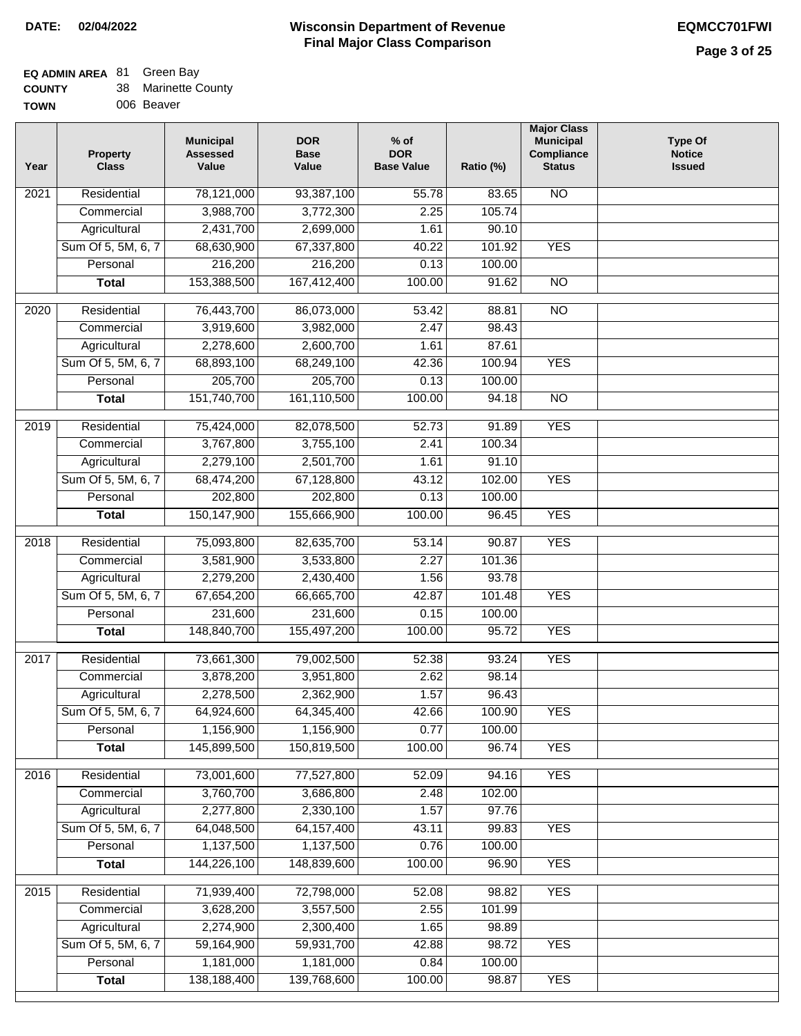**DATE:** 02/04/2022

# Wisconsin Department of Revenue
## Final Major Class Comparison

**EQMCC701FWI**

**EQ ADMIN AREA** 81 Green Bay
**COUNTY** 38 Marinette County
**TOWN** 006 Beaver

| Year | Property Class | Municipal Assessed Value | DOR Base Value | % of DOR Base Value | Ratio (%) | Major Class Municipal Compliance Status | Type Of Notice Issued |
|---|---|---|---|---|---|---|---|
| 2021 | Residential | 78,121,000 | 93,387,100 | 55.78 | 83.65 | NO | |
| | Commercial | 3,988,700 | 3,772,300 | 2.25 | 105.74 | | |
| | Agricultural | 2,431,700 | 2,699,000 | 1.61 | 90.10 | | |
| | Sum Of 5, 5M, 6, 7 | 68,630,900 | 67,337,800 | 40.22 | 101.92 | YES | |
| | Personal | 216,200 | 216,200 | 0.13 | 100.00 | | |
| | **Total** | 153,388,500 | 167,412,400 | 100.00 | 91.62 | NO | |
| 2020 | Residential | 76,443,700 | 86,073,000 | 53.42 | 88.81 | NO | |
| | Commercial | 3,919,600 | 3,982,000 | 2.47 | 98.43 | | |
| | Agricultural | 2,278,600 | 2,600,700 | 1.61 | 87.61 | | |
| | Sum Of 5, 5M, 6, 7 | 68,893,100 | 68,249,100 | 42.36 | 100.94 | YES | |
| | Personal | 205,700 | 205,700 | 0.13 | 100.00 | | |
| | **Total** | 151,740,700 | 161,110,500 | 100.00 | 94.18 | NO | |
| 2019 | Residential | 75,424,000 | 82,078,500 | 52.73 | 91.89 | YES | |
| | Commercial | 3,767,800 | 3,755,100 | 2.41 | 100.34 | | |
| | Agricultural | 2,279,100 | 2,501,700 | 1.61 | 91.10 | | |
| | Sum Of 5, 5M, 6, 7 | 68,474,200 | 67,128,800 | 43.12 | 102.00 | YES | |
| | Personal | 202,800 | 202,800 | 0.13 | 100.00 | | |
| | **Total** | 150,147,900 | 155,666,900 | 100.00 | 96.45 | YES | |
| 2018 | Residential | 75,093,800 | 82,635,700 | 53.14 | 90.87 | YES | |
| | Commercial | 3,581,900 | 3,533,800 | 2.27 | 101.36 | | |
| | Agricultural | 2,279,200 | 2,430,400 | 1.56 | 93.78 | | |
| | Sum Of 5, 5M, 6, 7 | 67,654,200 | 66,665,700 | 42.87 | 101.48 | YES | |
| | Personal | 231,600 | 231,600 | 0.15 | 100.00 | | |
| | **Total** | 148,840,700 | 155,497,200 | 100.00 | 95.72 | YES | |
| 2017 | Residential | 73,661,300 | 79,002,500 | 52.38 | 93.24 | YES | |
| | Commercial | 3,878,200 | 3,951,800 | 2.62 | 98.14 | | |
| | Agricultural | 2,278,500 | 2,362,900 | 1.57 | 96.43 | | |
| | Sum Of 5, 5M, 6, 7 | 64,924,600 | 64,345,400 | 42.66 | 100.90 | YES | |
| | Personal | 1,156,900 | 1,156,900 | 0.77 | 100.00 | | |
| | **Total** | 145,899,500 | 150,819,500 | 100.00 | 96.74 | YES | |
| 2016 | Residential | 73,001,600 | 77,527,800 | 52.09 | 94.16 | YES | |
| | Commercial | 3,760,700 | 3,686,800 | 2.48 | 102.00 | | |
| | Agricultural | 2,277,800 | 2,330,100 | 1.57 | 97.76 | | |
| | Sum Of 5, 5M, 6, 7 | 64,048,500 | 64,157,400 | 43.11 | 99.83 | YES | |
| | Personal | 1,137,500 | 1,137,500 | 0.76 | 100.00 | | |
| | **Total** | 144,226,100 | 148,839,600 | 100.00 | 96.90 | YES | |
| 2015 | Residential | 71,939,400 | 72,798,000 | 52.08 | 98.82 | YES | |
| | Commercial | 3,628,200 | 3,557,500 | 2.55 | 101.99 | | |
| | Agricultural | 2,274,900 | 2,300,400 | 1.65 | 98.89 | | |
| | Sum Of 5, 5M, 6, 7 | 59,164,900 | 59,931,700 | 42.88 | 98.72 | YES | |
| | Personal | 1,181,000 | 1,181,000 | 0.84 | 100.00 | | |
| | **Total** | 138,188,400 | 139,768,600 | 100.00 | 98.87 | YES | |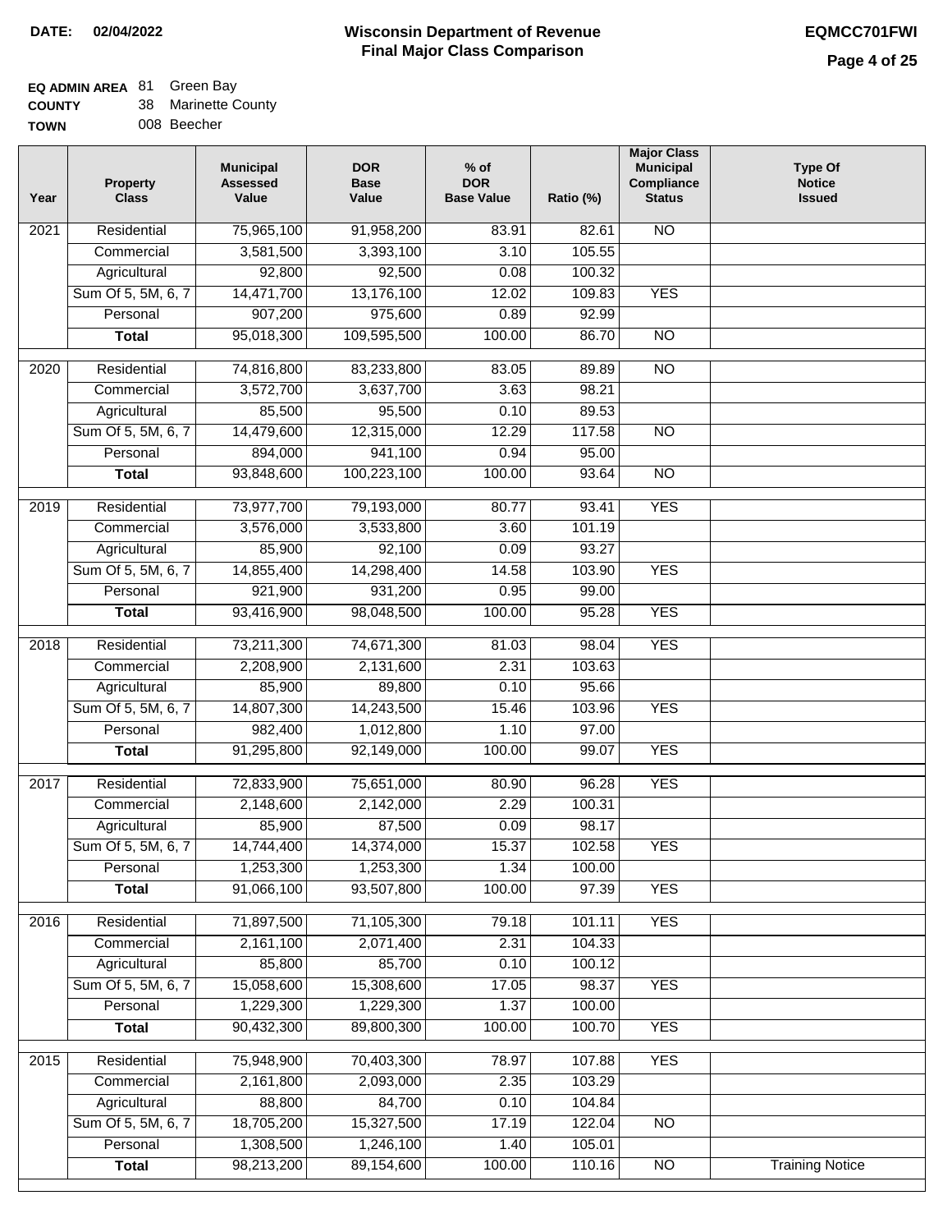**DATE: 02/04/2022**

# Wisconsin Department of Revenue
## Final Major Class Comparison

**EQMCC701FWI**

**EQ ADMIN AREA** 81 Green Bay
**COUNTY** 38 Marinette County
**TOWN** 008 Beecher

| Year | Property Class | Municipal Assessed Value | DOR Base Value | % of DOR Base Value | Ratio (%) | Major Class Municipal Compliance Status | Type Of Notice Issued |
|---|---|---|---|---|---|---|---|
| 2021 | Residential | 75,965,100 | 91,958,200 | 83.91 | 82.61 | NO | |
| | Commercial | 3,581,500 | 3,393,100 | 3.10 | 105.55 | | |
| | Agricultural | 92,800 | 92,500 | 0.08 | 100.32 | | |
| | Sum Of 5, 5M, 6, 7 | 14,471,700 | 13,176,100 | 12.02 | 109.83 | YES | |
| | Personal | 907,200 | 975,600 | 0.89 | 92.99 | | |
| | **Total** | 95,018,300 | 109,595,500 | 100.00 | 86.70 | NO | |
| 2020 | Residential | 74,816,800 | 83,233,800 | 83.05 | 89.89 | NO | |
| | Commercial | 3,572,700 | 3,637,700 | 3.63 | 98.21 | | |
| | Agricultural | 85,500 | 95,500 | 0.10 | 89.53 | | |
| | Sum Of 5, 5M, 6, 7 | 14,479,600 | 12,315,000 | 12.29 | 117.58 | NO | |
| | Personal | 894,000 | 941,100 | 0.94 | 95.00 | | |
| | **Total** | 93,848,600 | 100,223,100 | 100.00 | 93.64 | NO | |
| 2019 | Residential | 73,977,700 | 79,193,000 | 80.77 | 93.41 | YES | |
| | Commercial | 3,576,000 | 3,533,800 | 3.60 | 101.19 | | |
| | Agricultural | 85,900 | 92,100 | 0.09 | 93.27 | | |
| | Sum Of 5, 5M, 6, 7 | 14,855,400 | 14,298,400 | 14.58 | 103.90 | YES | |
| | Personal | 921,900 | 931,200 | 0.95 | 99.00 | | |
| | **Total** | 93,416,900 | 98,048,500 | 100.00 | 95.28 | YES | |
| 2018 | Residential | 73,211,300 | 74,671,300 | 81.03 | 98.04 | YES | |
| | Commercial | 2,208,900 | 2,131,600 | 2.31 | 103.63 | | |
| | Agricultural | 85,900 | 89,800 | 0.10 | 95.66 | | |
| | Sum Of 5, 5M, 6, 7 | 14,807,300 | 14,243,500 | 15.46 | 103.96 | YES | |
| | Personal | 982,400 | 1,012,800 | 1.10 | 97.00 | | |
| | **Total** | 91,295,800 | 92,149,000 | 100.00 | 99.07 | YES | |
| 2017 | Residential | 72,833,900 | 75,651,000 | 80.90 | 96.28 | YES | |
| | Commercial | 2,148,600 | 2,142,000 | 2.29 | 100.31 | | |
| | Agricultural | 85,900 | 87,500 | 0.09 | 98.17 | | |
| | Sum Of 5, 5M, 6, 7 | 14,744,400 | 14,374,000 | 15.37 | 102.58 | YES | |
| | Personal | 1,253,300 | 1,253,300 | 1.34 | 100.00 | | |
| | **Total** | 91,066,100 | 93,507,800 | 100.00 | 97.39 | YES | |
| 2016 | Residential | 71,897,500 | 71,105,300 | 79.18 | 101.11 | YES | |
| | Commercial | 2,161,100 | 2,071,400 | 2.31 | 104.33 | | |
| | Agricultural | 85,800 | 85,700 | 0.10 | 100.12 | | |
| | Sum Of 5, 5M, 6, 7 | 15,058,600 | 15,308,600 | 17.05 | 98.37 | YES | |
| | Personal | 1,229,300 | 1,229,300 | 1.37 | 100.00 | | |
| | **Total** | 90,432,300 | 89,800,300 | 100.00 | 100.70 | YES | |
| 2015 | Residential | 75,948,900 | 70,403,300 | 78.97 | 107.88 | YES | |
| | Commercial | 2,161,800 | 2,093,000 | 2.35 | 103.29 | | |
| | Agricultural | 88,800 | 84,700 | 0.10 | 104.84 | | |
| | Sum Of 5, 5M, 6, 7 | 18,705,200 | 15,327,500 | 17.19 | 122.04 | NO | |
| | Personal | 1,308,500 | 1,246,100 | 1.40 | 105.01 | | |
| | **Total** | 98,213,200 | 89,154,600 | 100.00 | 110.16 | NO | Training Notice |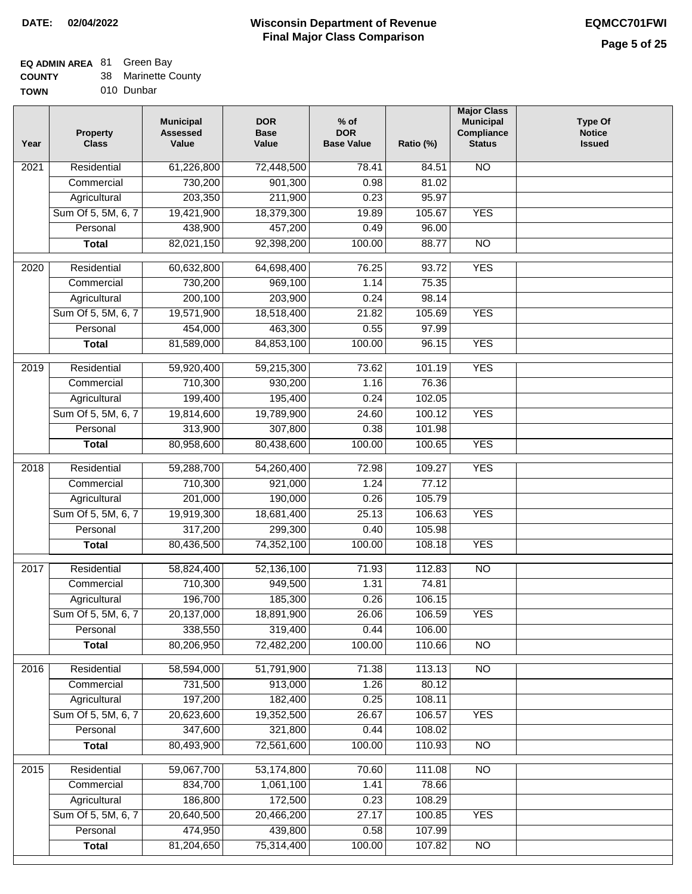**DATE: 02/04/2022**

# Wisconsin Department of Revenue
## Final Major Class Comparison

**EQMCC701FWI**

**EQ ADMIN AREA** 81 Green Bay
**COUNTY** 38 Marinette County
**TOWN** 010 Dunbar

| Year | Property Class | Municipal Assessed Value | DOR Base Value | % of DOR Base Value | Ratio (%) | Major Class Municipal Compliance Status | Type Of Notice Issued |
|---|---|---|---|---|---|---|---|
| 2021 | Residential | 61,226,800 | 72,448,500 | 78.41 | 84.51 | NO | |
| | Commercial | 730,200 | 901,300 | 0.98 | 81.02 | | |
| | Agricultural | 203,350 | 211,900 | 0.23 | 95.97 | | |
| | Sum Of 5, 5M, 6, 7 | 19,421,900 | 18,379,300 | 19.89 | 105.67 | YES | |
| | Personal | 438,900 | 457,200 | 0.49 | 96.00 | | |
| | **Total** | 82,021,150 | 92,398,200 | 100.00 | 88.77 | NO | |
| 2020 | Residential | 60,632,800 | 64,698,400 | 76.25 | 93.72 | YES | |
| | Commercial | 730,200 | 969,100 | 1.14 | 75.35 | | |
| | Agricultural | 200,100 | 203,900 | 0.24 | 98.14 | | |
| | Sum Of 5, 5M, 6, 7 | 19,571,900 | 18,518,400 | 21.82 | 105.69 | YES | |
| | Personal | 454,000 | 463,300 | 0.55 | 97.99 | | |
| | **Total** | 81,589,000 | 84,853,100 | 100.00 | 96.15 | YES | |
| 2019 | Residential | 59,920,400 | 59,215,300 | 73.62 | 101.19 | YES | |
| | Commercial | 710,300 | 930,200 | 1.16 | 76.36 | | |
| | Agricultural | 199,400 | 195,400 | 0.24 | 102.05 | | |
| | Sum Of 5, 5M, 6, 7 | 19,814,600 | 19,789,900 | 24.60 | 100.12 | YES | |
| | Personal | 313,900 | 307,800 | 0.38 | 101.98 | | |
| | **Total** | 80,958,600 | 80,438,600 | 100.00 | 100.65 | YES | |
| 2018 | Residential | 59,288,700 | 54,260,400 | 72.98 | 109.27 | YES | |
| | Commercial | 710,300 | 921,000 | 1.24 | 77.12 | | |
| | Agricultural | 201,000 | 190,000 | 0.26 | 105.79 | | |
| | Sum Of 5, 5M, 6, 7 | 19,919,300 | 18,681,400 | 25.13 | 106.63 | YES | |
| | Personal | 317,200 | 299,300 | 0.40 | 105.98 | | |
| | **Total** | 80,436,500 | 74,352,100 | 100.00 | 108.18 | YES | |
| 2017 | Residential | 58,824,400 | 52,136,100 | 71.93 | 112.83 | NO | |
| | Commercial | 710,300 | 949,500 | 1.31 | 74.81 | | |
| | Agricultural | 196,700 | 185,300 | 0.26 | 106.15 | | |
| | Sum Of 5, 5M, 6, 7 | 20,137,000 | 18,891,900 | 26.06 | 106.59 | YES | |
| | Personal | 338,550 | 319,400 | 0.44 | 106.00 | | |
| | **Total** | 80,206,950 | 72,482,200 | 100.00 | 110.66 | NO | |
| 2016 | Residential | 58,594,000 | 51,791,900 | 71.38 | 113.13 | NO | |
| | Commercial | 731,500 | 913,000 | 1.26 | 80.12 | | |
| | Agricultural | 197,200 | 182,400 | 0.25 | 108.11 | | |
| | Sum Of 5, 5M, 6, 7 | 20,623,600 | 19,352,500 | 26.67 | 106.57 | YES | |
| | Personal | 347,600 | 321,800 | 0.44 | 108.02 | | |
| | **Total** | 80,493,900 | 72,561,600 | 100.00 | 110.93 | NO | |
| 2015 | Residential | 59,067,700 | 53,174,800 | 70.60 | 111.08 | NO | |
| | Commercial | 834,700 | 1,061,100 | 1.41 | 78.66 | | |
| | Agricultural | 186,800 | 172,500 | 0.23 | 108.29 | | |
| | Sum Of 5, 5M, 6, 7 | 20,640,500 | 20,466,200 | 27.17 | 100.85 | YES | |
| | Personal | 474,950 | 439,800 | 0.58 | 107.99 | | |
| | **Total** | 81,204,650 | 75,314,400 | 100.00 | 107.82 | NO | |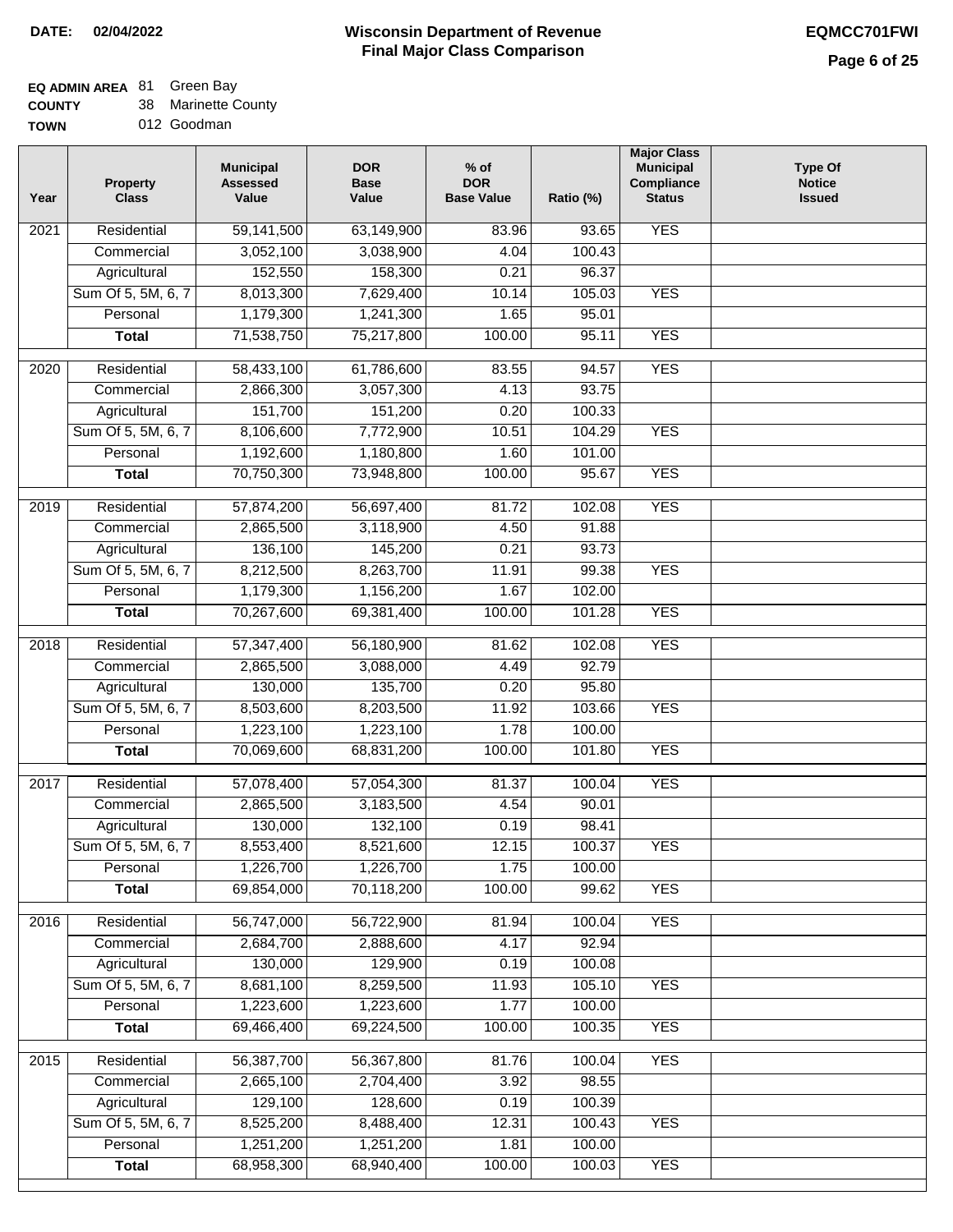**DATE:** 02/04/2022

# Wisconsin Department of Revenue
## Final Major Class Comparison

**EQMCC701FWI**

**EQ ADMIN AREA** 81 Green Bay
**COUNTY** 38 Marinette County
**TOWN** 012 Goodman

| Year | Property Class | Municipal Assessed Value | DOR Base Value | % of DOR Base Value | Ratio (%) | Major Class Municipal Compliance Status | Type Of Notice Issued |
|---|---|---|---|---|---|---|---|
| 2021 | Residential | 59,141,500 | 63,149,900 | 83.96 | 93.65 | YES | |
| | Commercial | 3,052,100 | 3,038,900 | 4.04 | 100.43 | | |
| | Agricultural | 152,550 | 158,300 | 0.21 | 96.37 | | |
| | Sum Of 5, 5M, 6, 7 | 8,013,300 | 7,629,400 | 10.14 | 105.03 | YES | |
| | Personal | 1,179,300 | 1,241,300 | 1.65 | 95.01 | | |
| | **Total** | 71,538,750 | 75,217,800 | 100.00 | 95.11 | YES | |
| 2020 | Residential | 58,433,100 | 61,786,600 | 83.55 | 94.57 | YES | |
| | Commercial | 2,866,300 | 3,057,300 | 4.13 | 93.75 | | |
| | Agricultural | 151,700 | 151,200 | 0.20 | 100.33 | | |
| | Sum Of 5, 5M, 6, 7 | 8,106,600 | 7,772,900 | 10.51 | 104.29 | YES | |
| | Personal | 1,192,600 | 1,180,800 | 1.60 | 101.00 | | |
| | **Total** | 70,750,300 | 73,948,800 | 100.00 | 95.67 | YES | |
| 2019 | Residential | 57,874,200 | 56,697,400 | 81.72 | 102.08 | YES | |
| | Commercial | 2,865,500 | 3,118,900 | 4.50 | 91.88 | | |
| | Agricultural | 136,100 | 145,200 | 0.21 | 93.73 | | |
| | Sum Of 5, 5M, 6, 7 | 8,212,500 | 8,263,700 | 11.91 | 99.38 | YES | |
| | Personal | 1,179,300 | 1,156,200 | 1.67 | 102.00 | | |
| | **Total** | 70,267,600 | 69,381,400 | 100.00 | 101.28 | YES | |
| 2018 | Residential | 57,347,400 | 56,180,900 | 81.62 | 102.08 | YES | |
| | Commercial | 2,865,500 | 3,088,000 | 4.49 | 92.79 | | |
| | Agricultural | 130,000 | 135,700 | 0.20 | 95.80 | | |
| | Sum Of 5, 5M, 6, 7 | 8,503,600 | 8,203,500 | 11.92 | 103.66 | YES | |
| | Personal | 1,223,100 | 1,223,100 | 1.78 | 100.00 | | |
| | **Total** | 70,069,600 | 68,831,200 | 100.00 | 101.80 | YES | |
| 2017 | Residential | 57,078,400 | 57,054,300 | 81.37 | 100.04 | YES | |
| | Commercial | 2,865,500 | 3,183,500 | 4.54 | 90.01 | | |
| | Agricultural | 130,000 | 132,100 | 0.19 | 98.41 | | |
| | Sum Of 5, 5M, 6, 7 | 8,553,400 | 8,521,600 | 12.15 | 100.37 | YES | |
| | Personal | 1,226,700 | 1,226,700 | 1.75 | 100.00 | | |
| | **Total** | 69,854,000 | 70,118,200 | 100.00 | 99.62 | YES | |
| 2016 | Residential | 56,747,000 | 56,722,900 | 81.94 | 100.04 | YES | |
| | Commercial | 2,684,700 | 2,888,600 | 4.17 | 92.94 | | |
| | Agricultural | 130,000 | 129,900 | 0.19 | 100.08 | | |
| | Sum Of 5, 5M, 6, 7 | 8,681,100 | 8,259,500 | 11.93 | 105.10 | YES | |
| | Personal | 1,223,600 | 1,223,600 | 1.77 | 100.00 | | |
| | **Total** | 69,466,400 | 69,224,500 | 100.00 | 100.35 | YES | |
| 2015 | Residential | 56,387,700 | 56,367,800 | 81.76 | 100.04 | YES | |
| | Commercial | 2,665,100 | 2,704,400 | 3.92 | 98.55 | | |
| | Agricultural | 129,100 | 128,600 | 0.19 | 100.39 | | |
| | Sum Of 5, 5M, 6, 7 | 8,525,200 | 8,488,400 | 12.31 | 100.43 | YES | |
| | Personal | 1,251,200 | 1,251,200 | 1.81 | 100.00 | | |
| | **Total** | 68,958,300 | 68,940,400 | 100.00 | 100.03 | YES | |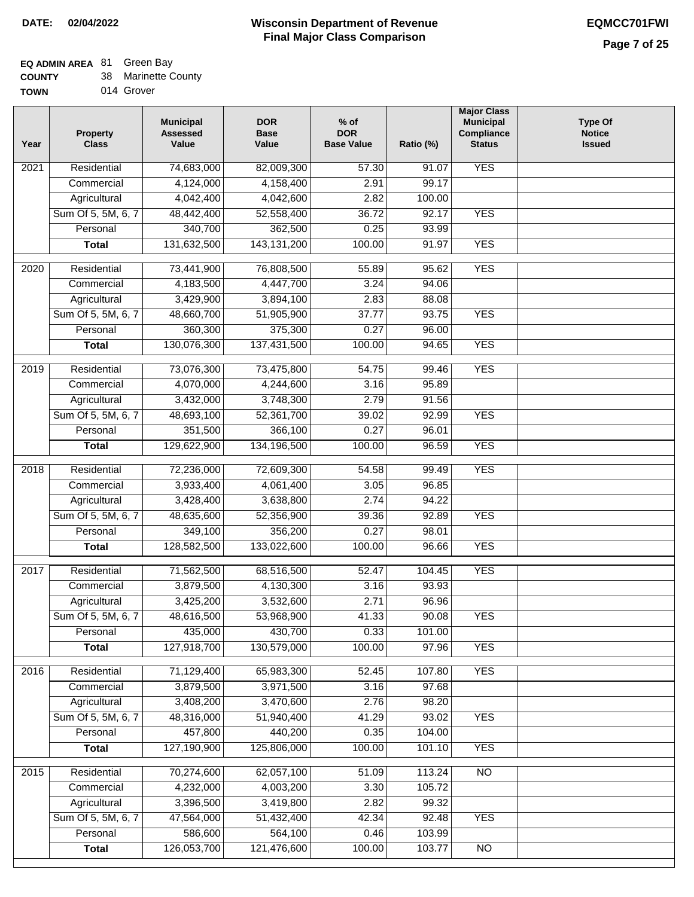**DATE: 02/04/2022**

# Wisconsin Department of Revenue
## Final Major Class Comparison

**EQMCC701FWI**

**EQ ADMIN AREA** 81 Green Bay
**COUNTY** 38 Marinette County
**TOWN** 014 Grover

| Year | Property Class | Municipal Assessed Value | DOR Base Value | % of DOR Base Value | Ratio (%) | Major Class Municipal Compliance Status | Type Of Notice Issued |
|---|---|---|---|---|---|---|---|
| 2021 | Residential | 74,683,000 | 82,009,300 | 57.30 | 91.07 | YES | |
| | Commercial | 4,124,000 | 4,158,400 | 2.91 | 99.17 | | |
| | Agricultural | 4,042,400 | 4,042,600 | 2.82 | 100.00 | | |
| | Sum Of 5, 5M, 6, 7 | 48,442,400 | 52,558,400 | 36.72 | 92.17 | YES | |
| | Personal | 340,700 | 362,500 | 0.25 | 93.99 | | |
| | **Total** | 131,632,500 | 143,131,200 | 100.00 | 91.97 | YES | |
| 2020 | Residential | 73,441,900 | 76,808,500 | 55.89 | 95.62 | YES | |
| | Commercial | 4,183,500 | 4,447,700 | 3.24 | 94.06 | | |
| | Agricultural | 3,429,900 | 3,894,100 | 2.83 | 88.08 | | |
| | Sum Of 5, 5M, 6, 7 | 48,660,700 | 51,905,900 | 37.77 | 93.75 | YES | |
| | Personal | 360,300 | 375,300 | 0.27 | 96.00 | | |
| | **Total** | 130,076,300 | 137,431,500 | 100.00 | 94.65 | YES | |
| 2019 | Residential | 73,076,300 | 73,475,800 | 54.75 | 99.46 | YES | |
| | Commercial | 4,070,000 | 4,244,600 | 3.16 | 95.89 | | |
| | Agricultural | 3,432,000 | 3,748,300 | 2.79 | 91.56 | | |
| | Sum Of 5, 5M, 6, 7 | 48,693,100 | 52,361,700 | 39.02 | 92.99 | YES | |
| | Personal | 351,500 | 366,100 | 0.27 | 96.01 | | |
| | **Total** | 129,622,900 | 134,196,500 | 100.00 | 96.59 | YES | |
| 2018 | Residential | 72,236,000 | 72,609,300 | 54.58 | 99.49 | YES | |
| | Commercial | 3,933,400 | 4,061,400 | 3.05 | 96.85 | | |
| | Agricultural | 3,428,400 | 3,638,800 | 2.74 | 94.22 | | |
| | Sum Of 5, 5M, 6, 7 | 48,635,600 | 52,356,900 | 39.36 | 92.89 | YES | |
| | Personal | 349,100 | 356,200 | 0.27 | 98.01 | | |
| | **Total** | 128,582,500 | 133,022,600 | 100.00 | 96.66 | YES | |
| 2017 | Residential | 71,562,500 | 68,516,500 | 52.47 | 104.45 | YES | |
| | Commercial | 3,879,500 | 4,130,300 | 3.16 | 93.93 | | |
| | Agricultural | 3,425,200 | 3,532,600 | 2.71 | 96.96 | | |
| | Sum Of 5, 5M, 6, 7 | 48,616,500 | 53,968,900 | 41.33 | 90.08 | YES | |
| | Personal | 435,000 | 430,700 | 0.33 | 101.00 | | |
| | **Total** | 127,918,700 | 130,579,000 | 100.00 | 97.96 | YES | |
| 2016 | Residential | 71,129,400 | 65,983,300 | 52.45 | 107.80 | YES | |
| | Commercial | 3,879,500 | 3,971,500 | 3.16 | 97.68 | | |
| | Agricultural | 3,408,200 | 3,470,600 | 2.76 | 98.20 | | |
| | Sum Of 5, 5M, 6, 7 | 48,316,000 | 51,940,400 | 41.29 | 93.02 | YES | |
| | Personal | 457,800 | 440,200 | 0.35 | 104.00 | | |
| | **Total** | 127,190,900 | 125,806,000 | 100.00 | 101.10 | YES | |
| 2015 | Residential | 70,274,600 | 62,057,100 | 51.09 | 113.24 | NO | |
| | Commercial | 4,232,000 | 4,003,200 | 3.30 | 105.72 | | |
| | Agricultural | 3,396,500 | 3,419,800 | 2.82 | 99.32 | | |
| | Sum Of 5, 5M, 6, 7 | 47,564,000 | 51,432,400 | 42.34 | 92.48 | YES | |
| | Personal | 586,600 | 564,100 | 0.46 | 103.99 | | |
| | **Total** | 126,053,700 | 121,476,600 | 100.00 | 103.77 | NO | |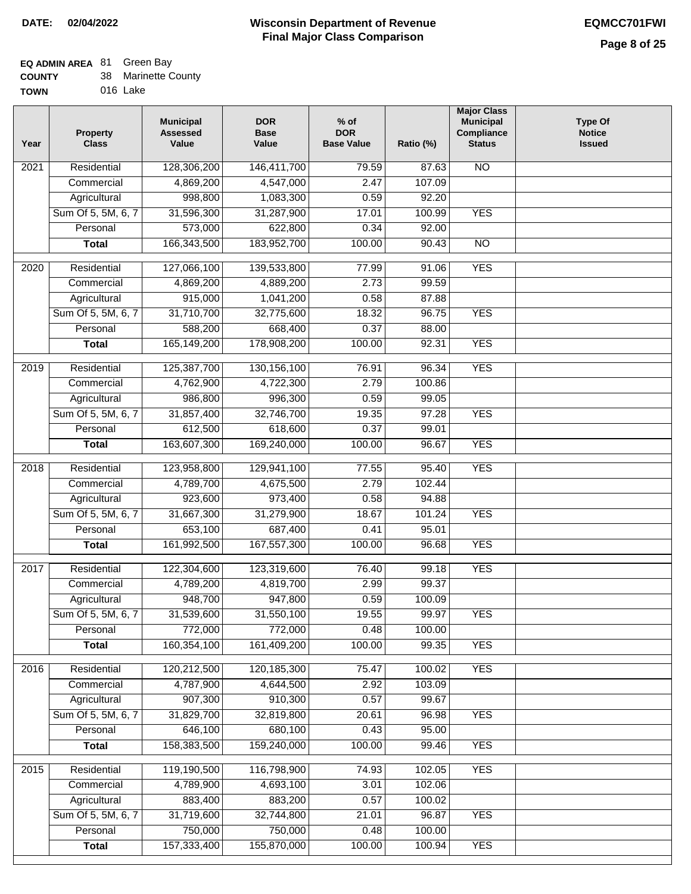**DATE: 02/04/2022**

# Wisconsin Department of Revenue
## Final Major Class Comparison

**EQMCC701FWI**

**EQ ADMIN AREA** 81 Green Bay
**COUNTY** 38 Marinette County
**TOWN** 016 Lake

| Year | Property Class | Municipal Assessed Value | DOR Base Value | % of DOR Base Value | Ratio (%) | Major Class Municipal Compliance Status | Type Of Notice Issued |
|---|---|---|---|---|---|---|---|
| 2021 | Residential | 128,306,200 | 146,411,700 | 79.59 | 87.63 | NO | |
| | Commercial | 4,869,200 | 4,547,000 | 2.47 | 107.09 | | |
| | Agricultural | 998,800 | 1,083,300 | 0.59 | 92.20 | | |
| | Sum Of 5, 5M, 6, 7 | 31,596,300 | 31,287,900 | 17.01 | 100.99 | YES | |
| | Personal | 573,000 | 622,800 | 0.34 | 92.00 | | |
| | **Total** | 166,343,500 | 183,952,700 | 100.00 | 90.43 | NO | |
| 2020 | Residential | 127,066,100 | 139,533,800 | 77.99 | 91.06 | YES | |
| | Commercial | 4,869,200 | 4,889,200 | 2.73 | 99.59 | | |
| | Agricultural | 915,000 | 1,041,200 | 0.58 | 87.88 | | |
| | Sum Of 5, 5M, 6, 7 | 31,710,700 | 32,775,600 | 18.32 | 96.75 | YES | |
| | Personal | 588,200 | 668,400 | 0.37 | 88.00 | | |
| | **Total** | 165,149,200 | 178,908,200 | 100.00 | 92.31 | YES | |
| 2019 | Residential | 125,387,700 | 130,156,100 | 76.91 | 96.34 | YES | |
| | Commercial | 4,762,900 | 4,722,300 | 2.79 | 100.86 | | |
| | Agricultural | 986,800 | 996,300 | 0.59 | 99.05 | | |
| | Sum Of 5, 5M, 6, 7 | 31,857,400 | 32,746,700 | 19.35 | 97.28 | YES | |
| | Personal | 612,500 | 618,600 | 0.37 | 99.01 | | |
| | **Total** | 163,607,300 | 169,240,000 | 100.00 | 96.67 | YES | |
| 2018 | Residential | 123,958,800 | 129,941,100 | 77.55 | 95.40 | YES | |
| | Commercial | 4,789,700 | 4,675,500 | 2.79 | 102.44 | | |
| | Agricultural | 923,600 | 973,400 | 0.58 | 94.88 | | |
| | Sum Of 5, 5M, 6, 7 | 31,667,300 | 31,279,900 | 18.67 | 101.24 | YES | |
| | Personal | 653,100 | 687,400 | 0.41 | 95.01 | | |
| | **Total** | 161,992,500 | 167,557,300 | 100.00 | 96.68 | YES | |
| 2017 | Residential | 122,304,600 | 123,319,600 | 76.40 | 99.18 | YES | |
| | Commercial | 4,789,200 | 4,819,700 | 2.99 | 99.37 | | |
| | Agricultural | 948,700 | 947,800 | 0.59 | 100.09 | | |
| | Sum Of 5, 5M, 6, 7 | 31,539,600 | 31,550,100 | 19.55 | 99.97 | YES | |
| | Personal | 772,000 | 772,000 | 0.48 | 100.00 | | |
| | **Total** | 160,354,100 | 161,409,200 | 100.00 | 99.35 | YES | |
| 2016 | Residential | 120,212,500 | 120,185,300 | 75.47 | 100.02 | YES | |
| | Commercial | 4,787,900 | 4,644,500 | 2.92 | 103.09 | | |
| | Agricultural | 907,300 | 910,300 | 0.57 | 99.67 | | |
| | Sum Of 5, 5M, 6, 7 | 31,829,700 | 32,819,800 | 20.61 | 96.98 | YES | |
| | Personal | 646,100 | 680,100 | 0.43 | 95.00 | | |
| | **Total** | 158,383,500 | 159,240,000 | 100.00 | 99.46 | YES | |
| 2015 | Residential | 119,190,500 | 116,798,900 | 74.93 | 102.05 | YES | |
| | Commercial | 4,789,900 | 4,693,100 | 3.01 | 102.06 | | |
| | Agricultural | 883,400 | 883,200 | 0.57 | 100.02 | | |
| | Sum Of 5, 5M, 6, 7 | 31,719,600 | 32,744,800 | 21.01 | 96.87 | YES | |
| | Personal | 750,000 | 750,000 | 0.48 | 100.00 | | |
| | **Total** | 157,333,400 | 155,870,000 | 100.00 | 100.94 | YES | |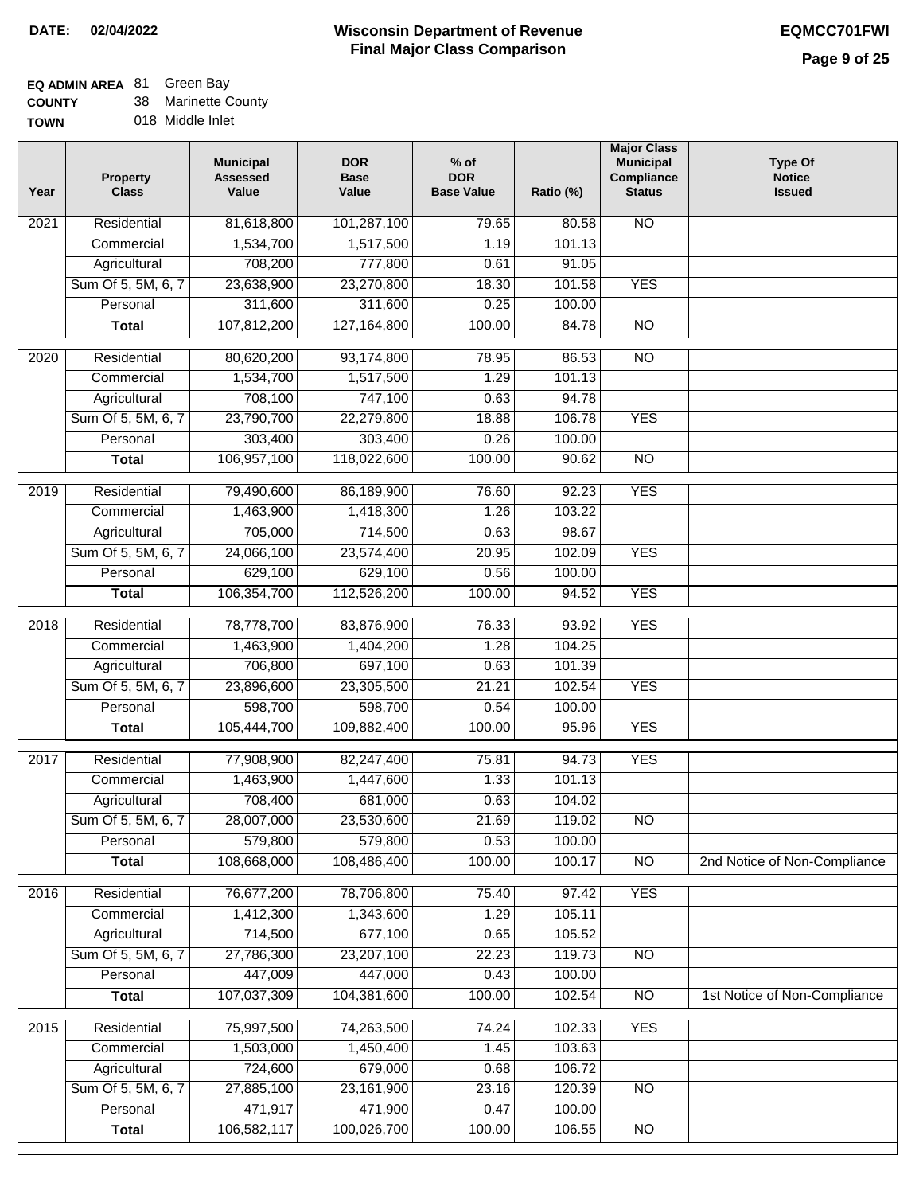**DATE:** 02/04/2022

# Wisconsin Department of Revenue
## Final Major Class Comparison

**EQMCC701FWI**

**EQ ADMIN AREA** 81 Green Bay
**COUNTY** 38 Marinette County
**TOWN** 018 Middle Inlet

| Year | Property Class | Municipal Assessed Value | DOR Base Value | % of DOR Base Value | Ratio (%) | Major Class Municipal Compliance Status | Type Of Notice Issued |
|---|---|---|---|---|---|---|---|
| 2021 | Residential | 81,618,800 | 101,287,100 | 79.65 | 80.58 | NO | |
| | Commercial | 1,534,700 | 1,517,500 | 1.19 | 101.13 | | |
| | Agricultural | 708,200 | 777,800 | 0.61 | 91.05 | | |
| | Sum Of 5, 5M, 6, 7 | 23,638,900 | 23,270,800 | 18.30 | 101.58 | YES | |
| | Personal | 311,600 | 311,600 | 0.25 | 100.00 | | |
| | **Total** | 107,812,200 | 127,164,800 | 100.00 | 84.78 | NO | |
| 2020 | Residential | 80,620,200 | 93,174,800 | 78.95 | 86.53 | NO | |
| | Commercial | 1,534,700 | 1,517,500 | 1.29 | 101.13 | | |
| | Agricultural | 708,100 | 747,100 | 0.63 | 94.78 | | |
| | Sum Of 5, 5M, 6, 7 | 23,790,700 | 22,279,800 | 18.88 | 106.78 | YES | |
| | Personal | 303,400 | 303,400 | 0.26 | 100.00 | | |
| | **Total** | 106,957,100 | 118,022,600 | 100.00 | 90.62 | NO | |
| 2019 | Residential | 79,490,600 | 86,189,900 | 76.60 | 92.23 | YES | |
| | Commercial | 1,463,900 | 1,418,300 | 1.26 | 103.22 | | |
| | Agricultural | 705,000 | 714,500 | 0.63 | 98.67 | | |
| | Sum Of 5, 5M, 6, 7 | 24,066,100 | 23,574,400 | 20.95 | 102.09 | YES | |
| | Personal | 629,100 | 629,100 | 0.56 | 100.00 | | |
| | **Total** | 106,354,700 | 112,526,200 | 100.00 | 94.52 | YES | |
| 2018 | Residential | 78,778,700 | 83,876,900 | 76.33 | 93.92 | YES | |
| | Commercial | 1,463,900 | 1,404,200 | 1.28 | 104.25 | | |
| | Agricultural | 706,800 | 697,100 | 0.63 | 101.39 | | |
| | Sum Of 5, 5M, 6, 7 | 23,896,600 | 23,305,500 | 21.21 | 102.54 | YES | |
| | Personal | 598,700 | 598,700 | 0.54 | 100.00 | | |
| | **Total** | 105,444,700 | 109,882,400 | 100.00 | 95.96 | YES | |
| 2017 | Residential | 77,908,900 | 82,247,400 | 75.81 | 94.73 | YES | |
| | Commercial | 1,463,900 | 1,447,600 | 1.33 | 101.13 | | |
| | Agricultural | 708,400 | 681,000 | 0.63 | 104.02 | | |
| | Sum Of 5, 5M, 6, 7 | 28,007,000 | 23,530,600 | 21.69 | 119.02 | NO | |
| | Personal | 579,800 | 579,800 | 0.53 | 100.00 | | |
| | **Total** | 108,668,000 | 108,486,400 | 100.00 | 100.17 | NO | 2nd Notice of Non-Compliance |
| 2016 | Residential | 76,677,200 | 78,706,800 | 75.40 | 97.42 | YES | |
| | Commercial | 1,412,300 | 1,343,600 | 1.29 | 105.11 | | |
| | Agricultural | 714,500 | 677,100 | 0.65 | 105.52 | | |
| | Sum Of 5, 5M, 6, 7 | 27,786,300 | 23,207,100 | 22.23 | 119.73 | NO | |
| | Personal | 447,009 | 447,000 | 0.43 | 100.00 | | |
| | **Total** | 107,037,309 | 104,381,600 | 100.00 | 102.54 | NO | 1st Notice of Non-Compliance |
| 2015 | Residential | 75,997,500 | 74,263,500 | 74.24 | 102.33 | YES | |
| | Commercial | 1,503,000 | 1,450,400 | 1.45 | 103.63 | | |
| | Agricultural | 724,600 | 679,000 | 0.68 | 106.72 | | |
| | Sum Of 5, 5M, 6, 7 | 27,885,100 | 23,161,900 | 23.16 | 120.39 | NO | |
| | Personal | 471,917 | 471,900 | 0.47 | 100.00 | | |
| | **Total** | 106,582,117 | 100,026,700 | 100.00 | 106.55 | NO | |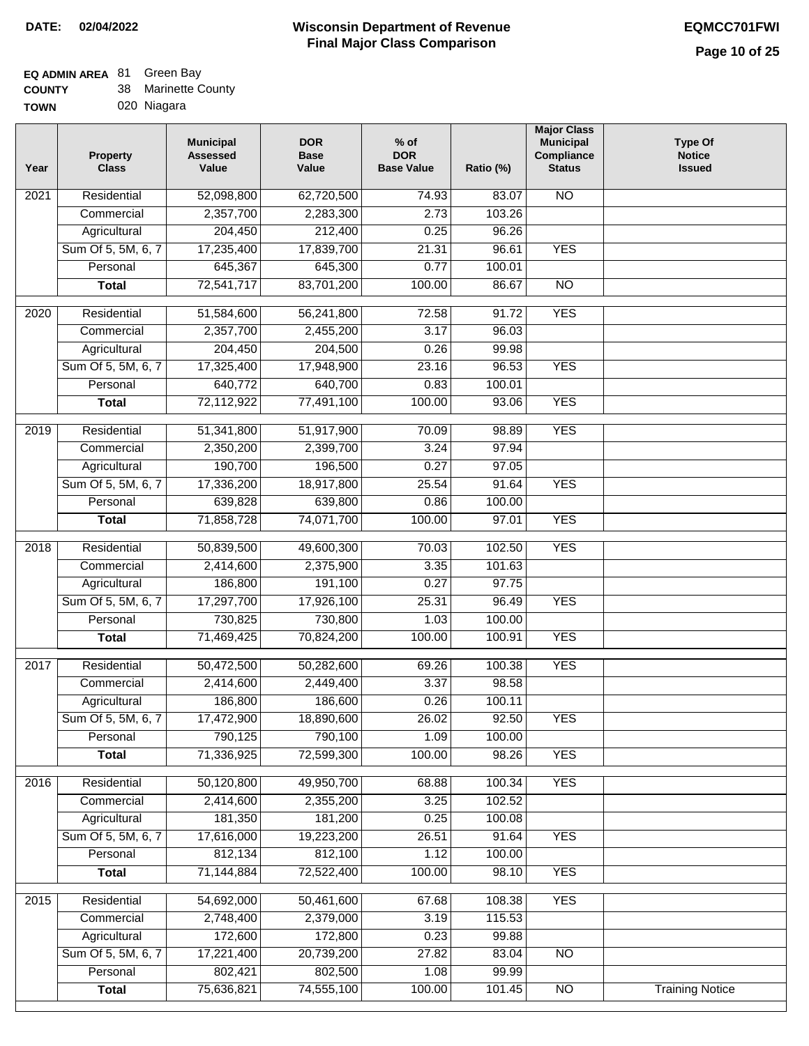**DATE: 02/04/2022**

# Wisconsin Department of Revenue
## Final Major Class Comparison

**EQMCC701FWI**

**EQ ADMIN AREA** 81 Green Bay
**COUNTY** 38 Marinette County
**TOWN** 020 Niagara

| Year | Property Class | Municipal Assessed Value | DOR Base Value | % of DOR Base Value | Ratio (%) | Major Class Municipal Compliance Status | Type Of Notice Issued |
|---|---|---|---|---|---|---|---|
| 2021 | Residential | 52,098,800 | 62,720,500 | 74.93 | 83.07 | NO | |
| | Commercial | 2,357,700 | 2,283,300 | 2.73 | 103.26 | | |
| | Agricultural | 204,450 | 212,400 | 0.25 | 96.26 | | |
| | Sum Of 5, 5M, 6, 7 | 17,235,400 | 17,839,700 | 21.31 | 96.61 | YES | |
| | Personal | 645,367 | 645,300 | 0.77 | 100.01 | | |
| | **Total** | 72,541,717 | 83,701,200 | 100.00 | 86.67 | NO | |
| 2020 | Residential | 51,584,600 | 56,241,800 | 72.58 | 91.72 | YES | |
| | Commercial | 2,357,700 | 2,455,200 | 3.17 | 96.03 | | |
| | Agricultural | 204,450 | 204,500 | 0.26 | 99.98 | | |
| | Sum Of 5, 5M, 6, 7 | 17,325,400 | 17,948,900 | 23.16 | 96.53 | YES | |
| | Personal | 640,772 | 640,700 | 0.83 | 100.01 | | |
| | **Total** | 72,112,922 | 77,491,100 | 100.00 | 93.06 | YES | |
| 2019 | Residential | 51,341,800 | 51,917,900 | 70.09 | 98.89 | YES | |
| | Commercial | 2,350,200 | 2,399,700 | 3.24 | 97.94 | | |
| | Agricultural | 190,700 | 196,500 | 0.27 | 97.05 | | |
| | Sum Of 5, 5M, 6, 7 | 17,336,200 | 18,917,800 | 25.54 | 91.64 | YES | |
| | Personal | 639,828 | 639,800 | 0.86 | 100.00 | | |
| | **Total** | 71,858,728 | 74,071,700 | 100.00 | 97.01 | YES | |
| 2018 | Residential | 50,839,500 | 49,600,300 | 70.03 | 102.50 | YES | |
| | Commercial | 2,414,600 | 2,375,900 | 3.35 | 101.63 | | |
| | Agricultural | 186,800 | 191,100 | 0.27 | 97.75 | | |
| | Sum Of 5, 5M, 6, 7 | 17,297,700 | 17,926,100 | 25.31 | 96.49 | YES | |
| | Personal | 730,825 | 730,800 | 1.03 | 100.00 | | |
| | **Total** | 71,469,425 | 70,824,200 | 100.00 | 100.91 | YES | |
| 2017 | Residential | 50,472,500 | 50,282,600 | 69.26 | 100.38 | YES | |
| | Commercial | 2,414,600 | 2,449,400 | 3.37 | 98.58 | | |
| | Agricultural | 186,800 | 186,600 | 0.26 | 100.11 | | |
| | Sum Of 5, 5M, 6, 7 | 17,472,900 | 18,890,600 | 26.02 | 92.50 | YES | |
| | Personal | 790,125 | 790,100 | 1.09 | 100.00 | | |
| | **Total** | 71,336,925 | 72,599,300 | 100.00 | 98.26 | YES | |
| 2016 | Residential | 50,120,800 | 49,950,700 | 68.88 | 100.34 | YES | |
| | Commercial | 2,414,600 | 2,355,200 | 3.25 | 102.52 | | |
| | Agricultural | 181,350 | 181,200 | 0.25 | 100.08 | | |
| | Sum Of 5, 5M, 6, 7 | 17,616,000 | 19,223,200 | 26.51 | 91.64 | YES | |
| | Personal | 812,134 | 812,100 | 1.12 | 100.00 | | |
| | **Total** | 71,144,884 | 72,522,400 | 100.00 | 98.10 | YES | |
| 2015 | Residential | 54,692,000 | 50,461,600 | 67.68 | 108.38 | YES | |
| | Commercial | 2,748,400 | 2,379,000 | 3.19 | 115.53 | | |
| | Agricultural | 172,600 | 172,800 | 0.23 | 99.88 | | |
| | Sum Of 5, 5M, 6, 7 | 17,221,400 | 20,739,200 | 27.82 | 83.04 | NO | |
| | Personal | 802,421 | 802,500 | 1.08 | 99.99 | | |
| | **Total** | 75,636,821 | 74,555,100 | 100.00 | 101.45 | NO | Training Notice |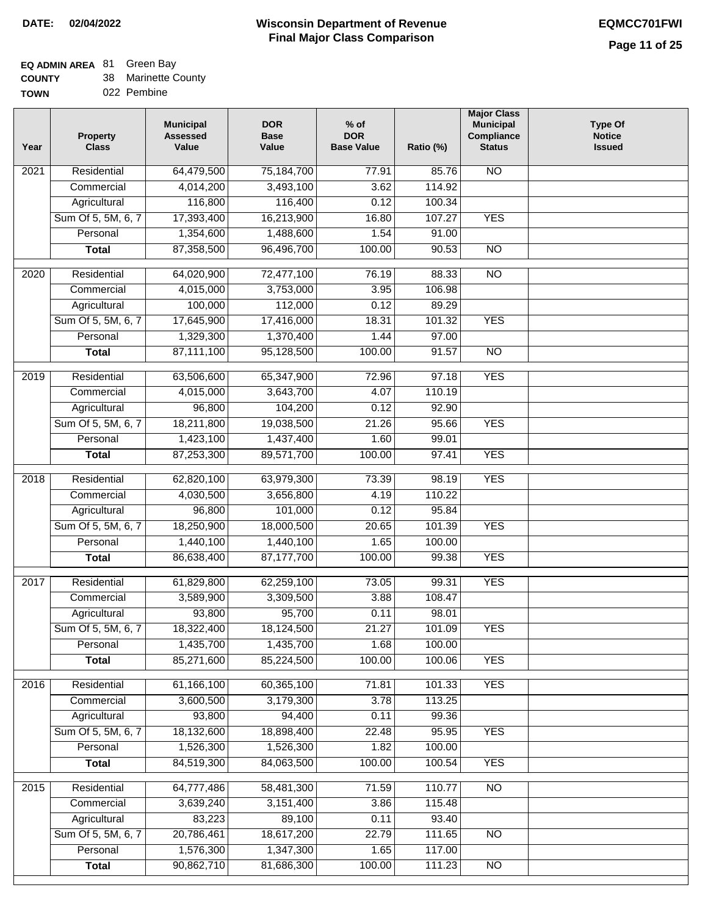**DATE: 02/04/2022**

# Wisconsin Department of Revenue
## Final Major Class Comparison

**EQMCC701FWI**

**EQ ADMIN AREA** 81 Green Bay
**COUNTY** 38 Marinette County
**TOWN** 022 Pembine

| Year | Property Class | Municipal Assessed Value | DOR Base Value | % of DOR Base Value | Ratio (%) | Major Class Municipal Compliance Status | Type Of Notice Issued |
|---|---|---|---|---|---|---|---|
| 2021 | Residential | 64,479,500 | 75,184,700 | 77.91 | 85.76 | NO | |
| | Commercial | 4,014,200 | 3,493,100 | 3.62 | 114.92 | | |
| | Agricultural | 116,800 | 116,400 | 0.12 | 100.34 | | |
| | Sum Of 5, 5M, 6, 7 | 17,393,400 | 16,213,900 | 16.80 | 107.27 | YES | |
| | Personal | 1,354,600 | 1,488,600 | 1.54 | 91.00 | | |
| | **Total** | 87,358,500 | 96,496,700 | 100.00 | 90.53 | NO | |
| 2020 | Residential | 64,020,900 | 72,477,100 | 76.19 | 88.33 | NO | |
| | Commercial | 4,015,000 | 3,753,000 | 3.95 | 106.98 | | |
| | Agricultural | 100,000 | 112,000 | 0.12 | 89.29 | | |
| | Sum Of 5, 5M, 6, 7 | 17,645,900 | 17,416,000 | 18.31 | 101.32 | YES | |
| | Personal | 1,329,300 | 1,370,400 | 1.44 | 97.00 | | |
| | **Total** | 87,111,100 | 95,128,500 | 100.00 | 91.57 | NO | |
| 2019 | Residential | 63,506,600 | 65,347,900 | 72.96 | 97.18 | YES | |
| | Commercial | 4,015,000 | 3,643,700 | 4.07 | 110.19 | | |
| | Agricultural | 96,800 | 104,200 | 0.12 | 92.90 | | |
| | Sum Of 5, 5M, 6, 7 | 18,211,800 | 19,038,500 | 21.26 | 95.66 | YES | |
| | Personal | 1,423,100 | 1,437,400 | 1.60 | 99.01 | | |
| | **Total** | 87,253,300 | 89,571,700 | 100.00 | 97.41 | YES | |
| 2018 | Residential | 62,820,100 | 63,979,300 | 73.39 | 98.19 | YES | |
| | Commercial | 4,030,500 | 3,656,800 | 4.19 | 110.22 | | |
| | Agricultural | 96,800 | 101,000 | 0.12 | 95.84 | | |
| | Sum Of 5, 5M, 6, 7 | 18,250,900 | 18,000,500 | 20.65 | 101.39 | YES | |
| | Personal | 1,440,100 | 1,440,100 | 1.65 | 100.00 | | |
| | **Total** | 86,638,400 | 87,177,700 | 100.00 | 99.38 | YES | |
| 2017 | Residential | 61,829,800 | 62,259,100 | 73.05 | 99.31 | YES | |
| | Commercial | 3,589,900 | 3,309,500 | 3.88 | 108.47 | | |
| | Agricultural | 93,800 | 95,700 | 0.11 | 98.01 | | |
| | Sum Of 5, 5M, 6, 7 | 18,322,400 | 18,124,500 | 21.27 | 101.09 | YES | |
| | Personal | 1,435,700 | 1,435,700 | 1.68 | 100.00 | | |
| | **Total** | 85,271,600 | 85,224,500 | 100.00 | 100.06 | YES | |
| 2016 | Residential | 61,166,100 | 60,365,100 | 71.81 | 101.33 | YES | |
| | Commercial | 3,600,500 | 3,179,300 | 3.78 | 113.25 | | |
| | Agricultural | 93,800 | 94,400 | 0.11 | 99.36 | | |
| | Sum Of 5, 5M, 6, 7 | 18,132,600 | 18,898,400 | 22.48 | 95.95 | YES | |
| | Personal | 1,526,300 | 1,526,300 | 1.82 | 100.00 | | |
| | **Total** | 84,519,300 | 84,063,500 | 100.00 | 100.54 | YES | |
| 2015 | Residential | 64,777,486 | 58,481,300 | 71.59 | 110.77 | NO | |
| | Commercial | 3,639,240 | 3,151,400 | 3.86 | 115.48 | | |
| | Agricultural | 83,223 | 89,100 | 0.11 | 93.40 | | |
| | Sum Of 5, 5M, 6, 7 | 20,786,461 | 18,617,200 | 22.79 | 111.65 | NO | |
| | Personal | 1,576,300 | 1,347,300 | 1.65 | 117.00 | | |
| | **Total** | 90,862,710 | 81,686,300 | 100.00 | 111.23 | NO | |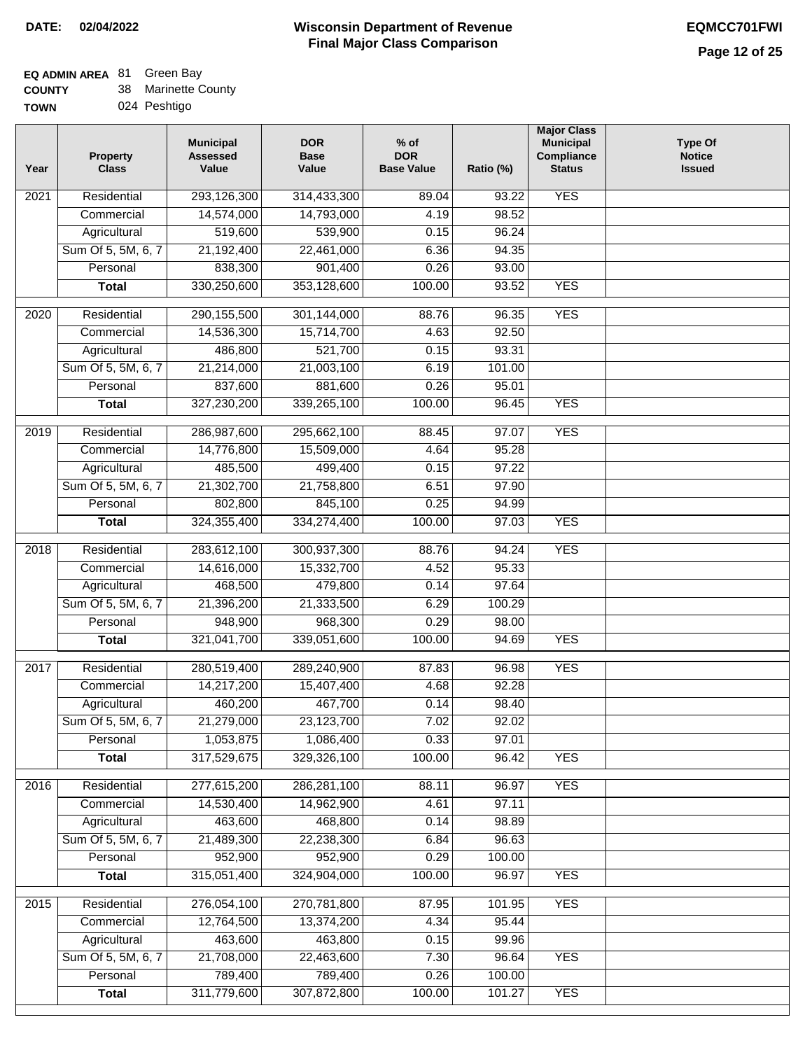**DATE:** 02/04/2022

# Wisconsin Department of Revenue
## Final Major Class Comparison

**EQMCC701FWI**

**EQ ADMIN AREA** 81 Green Bay
**COUNTY** 38 Marinette County
**TOWN** 024 Peshtigo

| Year | Property Class | Municipal Assessed Value | DOR Base Value | % of DOR Base Value | Ratio (%) | Major Class Municipal Compliance Status | Type Of Notice Issued |
|---|---|---|---|---|---|---|---|
| 2021 | Residential | 293,126,300 | 314,433,300 | 89.04 | 93.22 | YES | |
| | Commercial | 14,574,000 | 14,793,000 | 4.19 | 98.52 | | |
| | Agricultural | 519,600 | 539,900 | 0.15 | 96.24 | | |
| | Sum Of 5, 5M, 6, 7 | 21,192,400 | 22,461,000 | 6.36 | 94.35 | | |
| | Personal | 838,300 | 901,400 | 0.26 | 93.00 | | |
| | **Total** | 330,250,600 | 353,128,600 | 100.00 | 93.52 | YES | |
| 2020 | Residential | 290,155,500 | 301,144,000 | 88.76 | 96.35 | YES | |
| | Commercial | 14,536,300 | 15,714,700 | 4.63 | 92.50 | | |
| | Agricultural | 486,800 | 521,700 | 0.15 | 93.31 | | |
| | Sum Of 5, 5M, 6, 7 | 21,214,000 | 21,003,100 | 6.19 | 101.00 | | |
| | Personal | 837,600 | 881,600 | 0.26 | 95.01 | | |
| | **Total** | 327,230,200 | 339,265,100 | 100.00 | 96.45 | YES | |
| 2019 | Residential | 286,987,600 | 295,662,100 | 88.45 | 97.07 | YES | |
| | Commercial | 14,776,800 | 15,509,000 | 4.64 | 95.28 | | |
| | Agricultural | 485,500 | 499,400 | 0.15 | 97.22 | | |
| | Sum Of 5, 5M, 6, 7 | 21,302,700 | 21,758,800 | 6.51 | 97.90 | | |
| | Personal | 802,800 | 845,100 | 0.25 | 94.99 | | |
| | **Total** | 324,355,400 | 334,274,400 | 100.00 | 97.03 | YES | |
| 2018 | Residential | 283,612,100 | 300,937,300 | 88.76 | 94.24 | YES | |
| | Commercial | 14,616,000 | 15,332,700 | 4.52 | 95.33 | | |
| | Agricultural | 468,500 | 479,800 | 0.14 | 97.64 | | |
| | Sum Of 5, 5M, 6, 7 | 21,396,200 | 21,333,500 | 6.29 | 100.29 | | |
| | Personal | 948,900 | 968,300 | 0.29 | 98.00 | | |
| | **Total** | 321,041,700 | 339,051,600 | 100.00 | 94.69 | YES | |
| 2017 | Residential | 280,519,400 | 289,240,900 | 87.83 | 96.98 | YES | |
| | Commercial | 14,217,200 | 15,407,400 | 4.68 | 92.28 | | |
| | Agricultural | 460,200 | 467,700 | 0.14 | 98.40 | | |
| | Sum Of 5, 5M, 6, 7 | 21,279,000 | 23,123,700 | 7.02 | 92.02 | | |
| | Personal | 1,053,875 | 1,086,400 | 0.33 | 97.01 | | |
| | **Total** | 317,529,675 | 329,326,100 | 100.00 | 96.42 | YES | |
| 2016 | Residential | 277,615,200 | 286,281,100 | 88.11 | 96.97 | YES | |
| | Commercial | 14,530,400 | 14,962,900 | 4.61 | 97.11 | | |
| | Agricultural | 463,600 | 468,800 | 0.14 | 98.89 | | |
| | Sum Of 5, 5M, 6, 7 | 21,489,300 | 22,238,300 | 6.84 | 96.63 | | |
| | Personal | 952,900 | 952,900 | 0.29 | 100.00 | | |
| | **Total** | 315,051,400 | 324,904,000 | 100.00 | 96.97 | YES | |
| 2015 | Residential | 276,054,100 | 270,781,800 | 87.95 | 101.95 | YES | |
| | Commercial | 12,764,500 | 13,374,200 | 4.34 | 95.44 | | |
| | Agricultural | 463,600 | 463,800 | 0.15 | 99.96 | | |
| | Sum Of 5, 5M, 6, 7 | 21,708,000 | 22,463,600 | 7.30 | 96.64 | YES | |
| | Personal | 789,400 | 789,400 | 0.26 | 100.00 | | |
| | **Total** | 311,779,600 | 307,872,800 | 100.00 | 101.27 | YES | |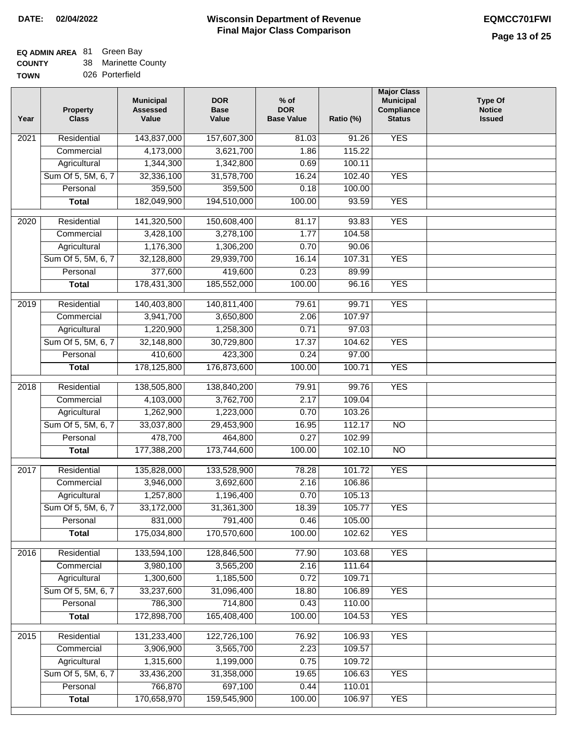**DATE: 02/04/2022**

# Wisconsin Department of Revenue
## Final Major Class Comparison

**EQMCC701FWI**

**EQ ADMIN AREA** 81 Green Bay
**COUNTY** 38 Marinette County
**TOWN** 026 Porterfield

| Year | Property Class | Municipal Assessed Value | DOR Base Value | % of DOR Base Value | Ratio (%) | Major Class Municipal Compliance Status | Type Of Notice Issued |
|---|---|---|---|---|---|---|---|
| 2021 | Residential | 143,837,000 | 157,607,300 | 81.03 | 91.26 | YES | |
| | Commercial | 4,173,000 | 3,621,700 | 1.86 | 115.22 | | |
| | Agricultural | 1,344,300 | 1,342,800 | 0.69 | 100.11 | | |
| | Sum Of 5, 5M, 6, 7 | 32,336,100 | 31,578,700 | 16.24 | 102.40 | YES | |
| | Personal | 359,500 | 359,500 | 0.18 | 100.00 | | |
| | **Total** | 182,049,900 | 194,510,000 | 100.00 | 93.59 | YES | |
| 2020 | Residential | 141,320,500 | 150,608,400 | 81.17 | 93.83 | YES | |
| | Commercial | 3,428,100 | 3,278,100 | 1.77 | 104.58 | | |
| | Agricultural | 1,176,300 | 1,306,200 | 0.70 | 90.06 | | |
| | Sum Of 5, 5M, 6, 7 | 32,128,800 | 29,939,700 | 16.14 | 107.31 | YES | |
| | Personal | 377,600 | 419,600 | 0.23 | 89.99 | | |
| | **Total** | 178,431,300 | 185,552,000 | 100.00 | 96.16 | YES | |
| 2019 | Residential | 140,403,800 | 140,811,400 | 79.61 | 99.71 | YES | |
| | Commercial | 3,941,700 | 3,650,800 | 2.06 | 107.97 | | |
| | Agricultural | 1,220,900 | 1,258,300 | 0.71 | 97.03 | | |
| | Sum Of 5, 5M, 6, 7 | 32,148,800 | 30,729,800 | 17.37 | 104.62 | YES | |
| | Personal | 410,600 | 423,300 | 0.24 | 97.00 | | |
| | **Total** | 178,125,800 | 176,873,600 | 100.00 | 100.71 | YES | |
| 2018 | Residential | 138,505,800 | 138,840,200 | 79.91 | 99.76 | YES | |
| | Commercial | 4,103,000 | 3,762,700 | 2.17 | 109.04 | | |
| | Agricultural | 1,262,900 | 1,223,000 | 0.70 | 103.26 | | |
| | Sum Of 5, 5M, 6, 7 | 33,037,800 | 29,453,900 | 16.95 | 112.17 | NO | |
| | Personal | 478,700 | 464,800 | 0.27 | 102.99 | | |
| | **Total** | 177,388,200 | 173,744,600 | 100.00 | 102.10 | NO | |
| 2017 | Residential | 135,828,000 | 133,528,900 | 78.28 | 101.72 | YES | |
| | Commercial | 3,946,000 | 3,692,600 | 2.16 | 106.86 | | |
| | Agricultural | 1,257,800 | 1,196,400 | 0.70 | 105.13 | | |
| | Sum Of 5, 5M, 6, 7 | 33,172,000 | 31,361,300 | 18.39 | 105.77 | YES | |
| | Personal | 831,000 | 791,400 | 0.46 | 105.00 | | |
| | **Total** | 175,034,800 | 170,570,600 | 100.00 | 102.62 | YES | |
| 2016 | Residential | 133,594,100 | 128,846,500 | 77.90 | 103.68 | YES | |
| | Commercial | 3,980,100 | 3,565,200 | 2.16 | 111.64 | | |
| | Agricultural | 1,300,600 | 1,185,500 | 0.72 | 109.71 | | |
| | Sum Of 5, 5M, 6, 7 | 33,237,600 | 31,096,400 | 18.80 | 106.89 | YES | |
| | Personal | 786,300 | 714,800 | 0.43 | 110.00 | | |
| | **Total** | 172,898,700 | 165,408,400 | 100.00 | 104.53 | YES | |
| 2015 | Residential | 131,233,400 | 122,726,100 | 76.92 | 106.93 | YES | |
| | Commercial | 3,906,900 | 3,565,700 | 2.23 | 109.57 | | |
| | Agricultural | 1,315,600 | 1,199,000 | 0.75 | 109.72 | | |
| | Sum Of 5, 5M, 6, 7 | 33,436,200 | 31,358,000 | 19.65 | 106.63 | YES | |
| | Personal | 766,870 | 697,100 | 0.44 | 110.01 | | |
| | **Total** | 170,658,970 | 159,545,900 | 100.00 | 106.97 | YES | |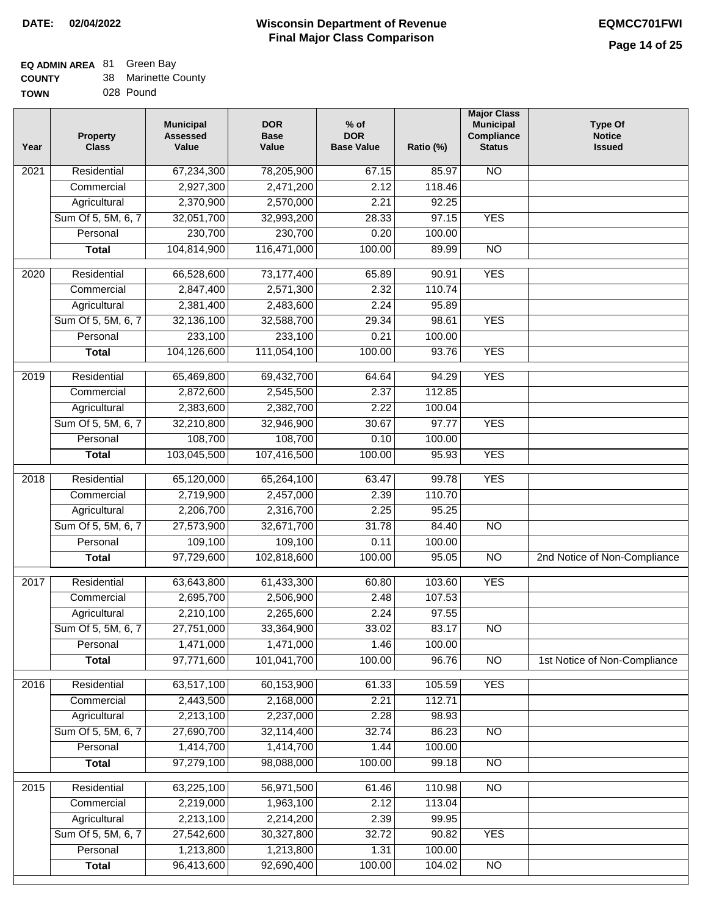**DATE:** 02/04/2022

# Wisconsin Department of Revenue
## Final Major Class Comparison

**EQMCC701FWI**

**EQ ADMIN AREA** 81 Green Bay
**COUNTY** 38 Marinette County
**TOWN** 028 Pound

| Year | Property Class | Municipal Assessed Value | DOR Base Value | % of DOR Base Value | Ratio (%) | Major Class Municipal Compliance Status | Type Of Notice Issued |
|---|---|---|---|---|---|---|---|
| 2021 | Residential | 67,234,300 | 78,205,900 | 67.15 | 85.97 | NO | |
| | Commercial | 2,927,300 | 2,471,200 | 2.12 | 118.46 | | |
| | Agricultural | 2,370,900 | 2,570,000 | 2.21 | 92.25 | | |
| | Sum Of 5, 5M, 6, 7 | 32,051,700 | 32,993,200 | 28.33 | 97.15 | YES | |
| | Personal | 230,700 | 230,700 | 0.20 | 100.00 | | |
| | **Total** | 104,814,900 | 116,471,000 | 100.00 | 89.99 | NO | |
| 2020 | Residential | 66,528,600 | 73,177,400 | 65.89 | 90.91 | YES | |
| | Commercial | 2,847,400 | 2,571,300 | 2.32 | 110.74 | | |
| | Agricultural | 2,381,400 | 2,483,600 | 2.24 | 95.89 | | |
| | Sum Of 5, 5M, 6, 7 | 32,136,100 | 32,588,700 | 29.34 | 98.61 | YES | |
| | Personal | 233,100 | 233,100 | 0.21 | 100.00 | | |
| | **Total** | 104,126,600 | 111,054,100 | 100.00 | 93.76 | YES | |
| 2019 | Residential | 65,469,800 | 69,432,700 | 64.64 | 94.29 | YES | |
| | Commercial | 2,872,600 | 2,545,500 | 2.37 | 112.85 | | |
| | Agricultural | 2,383,600 | 2,382,700 | 2.22 | 100.04 | | |
| | Sum Of 5, 5M, 6, 7 | 32,210,800 | 32,946,900 | 30.67 | 97.77 | YES | |
| | Personal | 108,700 | 108,700 | 0.10 | 100.00 | | |
| | **Total** | 103,045,500 | 107,416,500 | 100.00 | 95.93 | YES | |
| 2018 | Residential | 65,120,000 | 65,264,100 | 63.47 | 99.78 | YES | |
| | Commercial | 2,719,900 | 2,457,000 | 2.39 | 110.70 | | |
| | Agricultural | 2,206,700 | 2,316,700 | 2.25 | 95.25 | | |
| | Sum Of 5, 5M, 6, 7 | 27,573,900 | 32,671,700 | 31.78 | 84.40 | NO | |
| | Personal | 109,100 | 109,100 | 0.11 | 100.00 | | |
| | **Total** | 97,729,600 | 102,818,600 | 100.00 | 95.05 | NO | 2nd Notice of Non-Compliance |
| 2017 | Residential | 63,643,800 | 61,433,300 | 60.80 | 103.60 | YES | |
| | Commercial | 2,695,700 | 2,506,900 | 2.48 | 107.53 | | |
| | Agricultural | 2,210,100 | 2,265,600 | 2.24 | 97.55 | | |
| | Sum Of 5, 5M, 6, 7 | 27,751,000 | 33,364,900 | 33.02 | 83.17 | NO | |
| | Personal | 1,471,000 | 1,471,000 | 1.46 | 100.00 | | |
| | **Total** | 97,771,600 | 101,041,700 | 100.00 | 96.76 | NO | 1st Notice of Non-Compliance |
| 2016 | Residential | 63,517,100 | 60,153,900 | 61.33 | 105.59 | YES | |
| | Commercial | 2,443,500 | 2,168,000 | 2.21 | 112.71 | | |
| | Agricultural | 2,213,100 | 2,237,000 | 2.28 | 98.93 | | |
| | Sum Of 5, 5M, 6, 7 | 27,690,700 | 32,114,400 | 32.74 | 86.23 | NO | |
| | Personal | 1,414,700 | 1,414,700 | 1.44 | 100.00 | | |
| | **Total** | 97,279,100 | 98,088,000 | 100.00 | 99.18 | NO | |
| 2015 | Residential | 63,225,100 | 56,971,500 | 61.46 | 110.98 | NO | |
| | Commercial | 2,219,000 | 1,963,100 | 2.12 | 113.04 | | |
| | Agricultural | 2,213,100 | 2,214,200 | 2.39 | 99.95 | | |
| | Sum Of 5, 5M, 6, 7 | 27,542,600 | 30,327,800 | 32.72 | 90.82 | YES | |
| | Personal | 1,213,800 | 1,213,800 | 1.31 | 100.00 | | |
| | **Total** | 96,413,600 | 92,690,400 | 100.00 | 104.02 | NO | |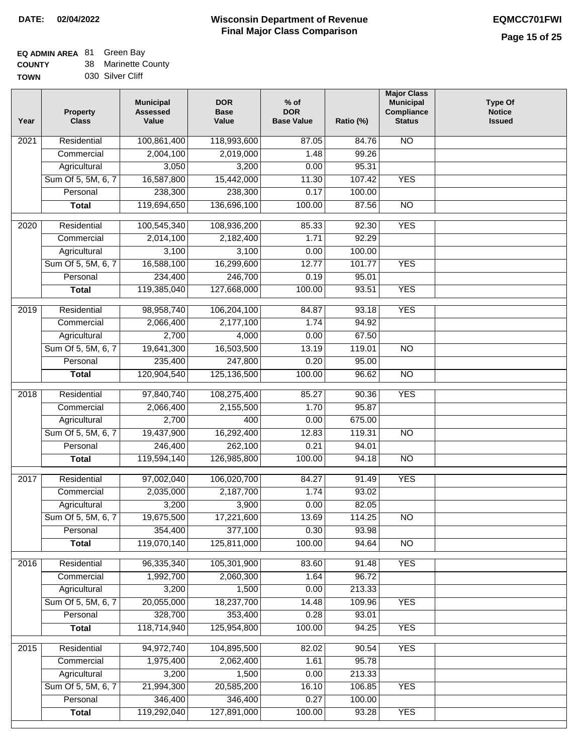**DATE:** 02/04/2022

# Wisconsin Department of Revenue
## Final Major Class Comparison

**EQMCC701FWI**

**EQ ADMIN AREA** 81 Green Bay
**COUNTY** 38 Marinette County
**TOWN** 030 Silver Cliff

| Year | Property Class | Municipal Assessed Value | DOR Base Value | % of DOR Base Value | Ratio (%) | Major Class Municipal Compliance Status | Type Of Notice Issued |
|---|---|---|---|---|---|---|---|
| 2021 | Residential | 100,861,400 | 118,993,600 | 87.05 | 84.76 | NO | |
| | Commercial | 2,004,100 | 2,019,000 | 1.48 | 99.26 | | |
| | Agricultural | 3,050 | 3,200 | 0.00 | 95.31 | | |
| | Sum Of 5, 5M, 6, 7 | 16,587,800 | 15,442,000 | 11.30 | 107.42 | YES | |
| | Personal | 238,300 | 238,300 | 0.17 | 100.00 | | |
| | **Total** | 119,694,650 | 136,696,100 | 100.00 | 87.56 | NO | |
| 2020 | Residential | 100,545,340 | 108,936,200 | 85.33 | 92.30 | YES | |
| | Commercial | 2,014,100 | 2,182,400 | 1.71 | 92.29 | | |
| | Agricultural | 3,100 | 3,100 | 0.00 | 100.00 | | |
| | Sum Of 5, 5M, 6, 7 | 16,588,100 | 16,299,600 | 12.77 | 101.77 | YES | |
| | Personal | 234,400 | 246,700 | 0.19 | 95.01 | | |
| | **Total** | 119,385,040 | 127,668,000 | 100.00 | 93.51 | YES | |
| 2019 | Residential | 98,958,740 | 106,204,100 | 84.87 | 93.18 | YES | |
| | Commercial | 2,066,400 | 2,177,100 | 1.74 | 94.92 | | |
| | Agricultural | 2,700 | 4,000 | 0.00 | 67.50 | | |
| | Sum Of 5, 5M, 6, 7 | 19,641,300 | 16,503,500 | 13.19 | 119.01 | NO | |
| | Personal | 235,400 | 247,800 | 0.20 | 95.00 | | |
| | **Total** | 120,904,540 | 125,136,500 | 100.00 | 96.62 | NO | |
| 2018 | Residential | 97,840,740 | 108,275,400 | 85.27 | 90.36 | YES | |
| | Commercial | 2,066,400 | 2,155,500 | 1.70 | 95.87 | | |
| | Agricultural | 2,700 | 400 | 0.00 | 675.00 | | |
| | Sum Of 5, 5M, 6, 7 | 19,437,900 | 16,292,400 | 12.83 | 119.31 | NO | |
| | Personal | 246,400 | 262,100 | 0.21 | 94.01 | | |
| | **Total** | 119,594,140 | 126,985,800 | 100.00 | 94.18 | NO | |
| 2017 | Residential | 97,002,040 | 106,020,700 | 84.27 | 91.49 | YES | |
| | Commercial | 2,035,000 | 2,187,700 | 1.74 | 93.02 | | |
| | Agricultural | 3,200 | 3,900 | 0.00 | 82.05 | | |
| | Sum Of 5, 5M, 6, 7 | 19,675,500 | 17,221,600 | 13.69 | 114.25 | NO | |
| | Personal | 354,400 | 377,100 | 0.30 | 93.98 | | |
| | **Total** | 119,070,140 | 125,811,000 | 100.00 | 94.64 | NO | |
| 2016 | Residential | 96,335,340 | 105,301,900 | 83.60 | 91.48 | YES | |
| | Commercial | 1,992,700 | 2,060,300 | 1.64 | 96.72 | | |
| | Agricultural | 3,200 | 1,500 | 0.00 | 213.33 | | |
| | Sum Of 5, 5M, 6, 7 | 20,055,000 | 18,237,700 | 14.48 | 109.96 | YES | |
| | Personal | 328,700 | 353,400 | 0.28 | 93.01 | | |
| | **Total** | 118,714,940 | 125,954,800 | 100.00 | 94.25 | YES | |
| 2015 | Residential | 94,972,740 | 104,895,500 | 82.02 | 90.54 | YES | |
| | Commercial | 1,975,400 | 2,062,400 | 1.61 | 95.78 | | |
| | Agricultural | 3,200 | 1,500 | 0.00 | 213.33 | | |
| | Sum Of 5, 5M, 6, 7 | 21,994,300 | 20,585,200 | 16.10 | 106.85 | YES | |
| | Personal | 346,400 | 346,400 | 0.27 | 100.00 | | |
| | **Total** | 119,292,040 | 127,891,000 | 100.00 | 93.28 | YES | |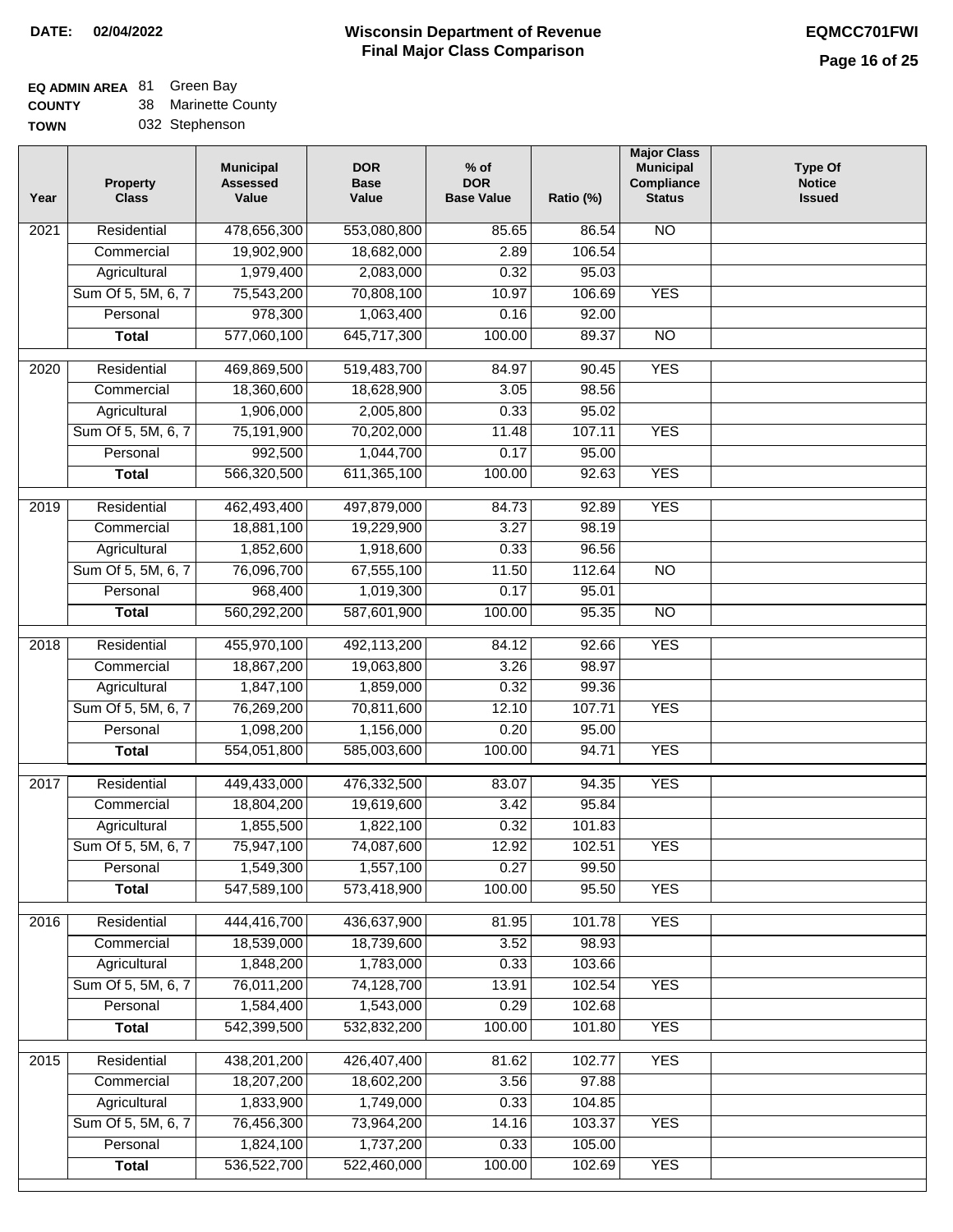**DATE: 02/04/2022**

# Wisconsin Department of Revenue
## Final Major Class Comparison

**EQMCC701FWI**

**EQ ADMIN AREA** 81 Green Bay
**COUNTY** 38 Marinette County
**TOWN** 032 Stephenson

| Year | Property Class | Municipal Assessed Value | DOR Base Value | % of DOR Base Value | Ratio (%) | Major Class Municipal Compliance Status | Type Of Notice Issued |
|---|---|---|---|---|---|---|---|
| 2021 | Residential | 478,656,300 | 553,080,800 | 85.65 | 86.54 | NO | |
| | Commercial | 19,902,900 | 18,682,000 | 2.89 | 106.54 | | |
| | Agricultural | 1,979,400 | 2,083,000 | 0.32 | 95.03 | | |
| | Sum Of 5, 5M, 6, 7 | 75,543,200 | 70,808,100 | 10.97 | 106.69 | YES | |
| | Personal | 978,300 | 1,063,400 | 0.16 | 92.00 | | |
| | **Total** | 577,060,100 | 645,717,300 | 100.00 | 89.37 | NO | |
| 2020 | Residential | 469,869,500 | 519,483,700 | 84.97 | 90.45 | YES | |
| | Commercial | 18,360,600 | 18,628,900 | 3.05 | 98.56 | | |
| | Agricultural | 1,906,000 | 2,005,800 | 0.33 | 95.02 | | |
| | Sum Of 5, 5M, 6, 7 | 75,191,900 | 70,202,000 | 11.48 | 107.11 | YES | |
| | Personal | 992,500 | 1,044,700 | 0.17 | 95.00 | | |
| | **Total** | 566,320,500 | 611,365,100 | 100.00 | 92.63 | YES | |
| 2019 | Residential | 462,493,400 | 497,879,000 | 84.73 | 92.89 | YES | |
| | Commercial | 18,881,100 | 19,229,900 | 3.27 | 98.19 | | |
| | Agricultural | 1,852,600 | 1,918,600 | 0.33 | 96.56 | | |
| | Sum Of 5, 5M, 6, 7 | 76,096,700 | 67,555,100 | 11.50 | 112.64 | NO | |
| | Personal | 968,400 | 1,019,300 | 0.17 | 95.01 | | |
| | **Total** | 560,292,200 | 587,601,900 | 100.00 | 95.35 | NO | |
| 2018 | Residential | 455,970,100 | 492,113,200 | 84.12 | 92.66 | YES | |
| | Commercial | 18,867,200 | 19,063,800 | 3.26 | 98.97 | | |
| | Agricultural | 1,847,100 | 1,859,000 | 0.32 | 99.36 | | |
| | Sum Of 5, 5M, 6, 7 | 76,269,200 | 70,811,600 | 12.10 | 107.71 | YES | |
| | Personal | 1,098,200 | 1,156,000 | 0.20 | 95.00 | | |
| | **Total** | 554,051,800 | 585,003,600 | 100.00 | 94.71 | YES | |
| 2017 | Residential | 449,433,000 | 476,332,500 | 83.07 | 94.35 | YES | |
| | Commercial | 18,804,200 | 19,619,600 | 3.42 | 95.84 | | |
| | Agricultural | 1,855,500 | 1,822,100 | 0.32 | 101.83 | | |
| | Sum Of 5, 5M, 6, 7 | 75,947,100 | 74,087,600 | 12.92 | 102.51 | YES | |
| | Personal | 1,549,300 | 1,557,100 | 0.27 | 99.50 | | |
| | **Total** | 547,589,100 | 573,418,900 | 100.00 | 95.50 | YES | |
| 2016 | Residential | 444,416,700 | 436,637,900 | 81.95 | 101.78 | YES | |
| | Commercial | 18,539,000 | 18,739,600 | 3.52 | 98.93 | | |
| | Agricultural | 1,848,200 | 1,783,000 | 0.33 | 103.66 | | |
| | Sum Of 5, 5M, 6, 7 | 76,011,200 | 74,128,700 | 13.91 | 102.54 | YES | |
| | Personal | 1,584,400 | 1,543,000 | 0.29 | 102.68 | | |
| | **Total** | 542,399,500 | 532,832,200 | 100.00 | 101.80 | YES | |
| 2015 | Residential | 438,201,200 | 426,407,400 | 81.62 | 102.77 | YES | |
| | Commercial | 18,207,200 | 18,602,200 | 3.56 | 97.88 | | |
| | Agricultural | 1,833,900 | 1,749,000 | 0.33 | 104.85 | | |
| | Sum Of 5, 5M, 6, 7 | 76,456,300 | 73,964,200 | 14.16 | 103.37 | YES | |
| | Personal | 1,824,100 | 1,737,200 | 0.33 | 105.00 | | |
| | **Total** | 536,522,700 | 522,460,000 | 100.00 | 102.69 | YES | |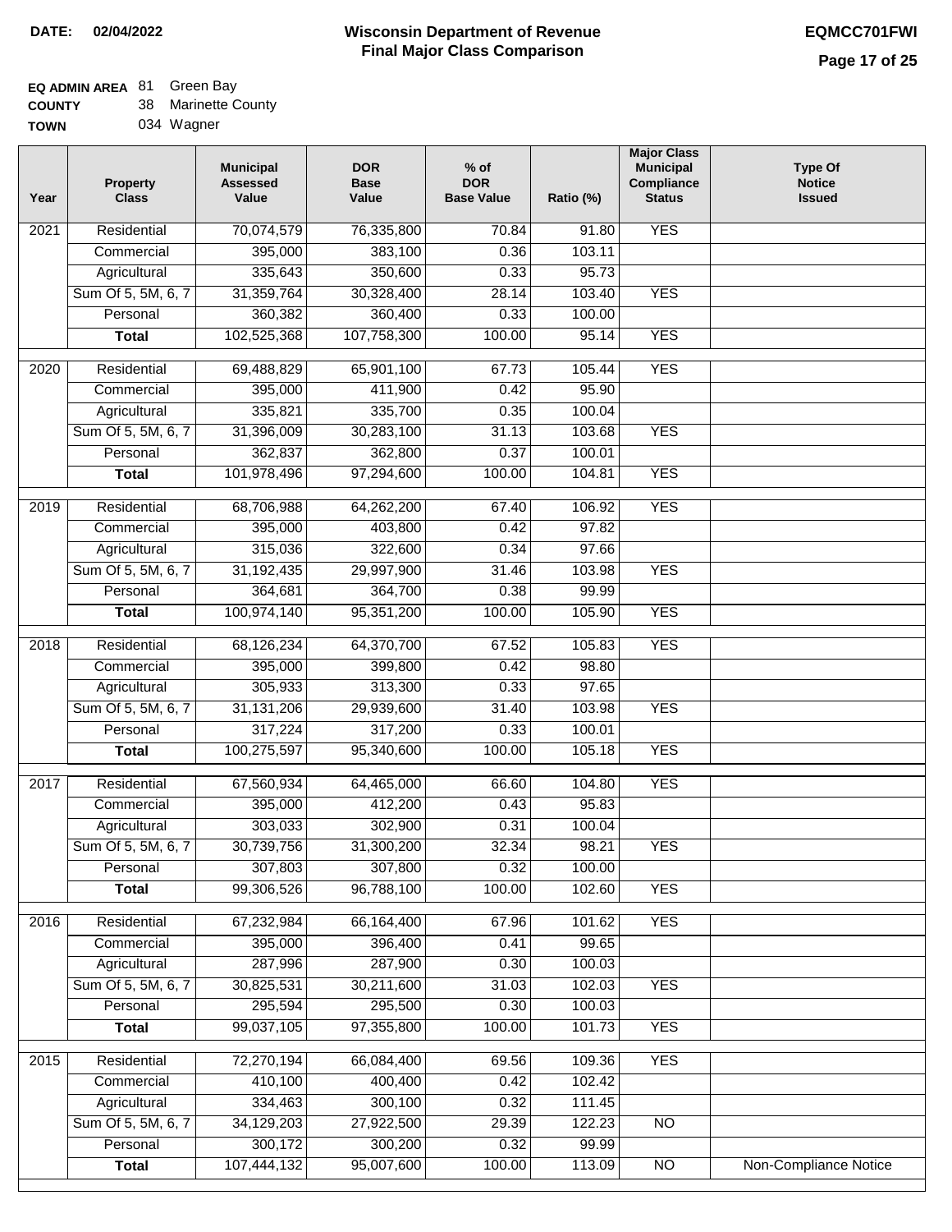**DATE: 02/04/2022**

# Wisconsin Department of Revenue
## Final Major Class Comparison

**EQMCC701FWI**

**EQ ADMIN AREA** 81 Green Bay
**COUNTY** 38 Marinette County
**TOWN** 034 Wagner

| Year | Property Class | Municipal Assessed Value | DOR Base Value | % of DOR Base Value | Ratio (%) | Major Class Municipal Compliance Status | Type Of Notice Issued |
|---|---|---|---|---|---|---|---|
| 2021 | Residential | 70,074,579 | 76,335,800 | 70.84 | 91.80 | YES | |
| | Commercial | 395,000 | 383,100 | 0.36 | 103.11 | | |
| | Agricultural | 335,643 | 350,600 | 0.33 | 95.73 | | |
| | Sum Of 5, 5M, 6, 7 | 31,359,764 | 30,328,400 | 28.14 | 103.40 | YES | |
| | Personal | 360,382 | 360,400 | 0.33 | 100.00 | | |
| | **Total** | 102,525,368 | 107,758,300 | 100.00 | 95.14 | YES | |
| 2020 | Residential | 69,488,829 | 65,901,100 | 67.73 | 105.44 | YES | |
| | Commercial | 395,000 | 411,900 | 0.42 | 95.90 | | |
| | Agricultural | 335,821 | 335,700 | 0.35 | 100.04 | | |
| | Sum Of 5, 5M, 6, 7 | 31,396,009 | 30,283,100 | 31.13 | 103.68 | YES | |
| | Personal | 362,837 | 362,800 | 0.37 | 100.01 | | |
| | **Total** | 101,978,496 | 97,294,600 | 100.00 | 104.81 | YES | |
| 2019 | Residential | 68,706,988 | 64,262,200 | 67.40 | 106.92 | YES | |
| | Commercial | 395,000 | 403,800 | 0.42 | 97.82 | | |
| | Agricultural | 315,036 | 322,600 | 0.34 | 97.66 | | |
| | Sum Of 5, 5M, 6, 7 | 31,192,435 | 29,997,900 | 31.46 | 103.98 | YES | |
| | Personal | 364,681 | 364,700 | 0.38 | 99.99 | | |
| | **Total** | 100,974,140 | 95,351,200 | 100.00 | 105.90 | YES | |
| 2018 | Residential | 68,126,234 | 64,370,700 | 67.52 | 105.83 | YES | |
| | Commercial | 395,000 | 399,800 | 0.42 | 98.80 | | |
| | Agricultural | 305,933 | 313,300 | 0.33 | 97.65 | | |
| | Sum Of 5, 5M, 6, 7 | 31,131,206 | 29,939,600 | 31.40 | 103.98 | YES | |
| | Personal | 317,224 | 317,200 | 0.33 | 100.01 | | |
| | **Total** | 100,275,597 | 95,340,600 | 100.00 | 105.18 | YES | |
| 2017 | Residential | 67,560,934 | 64,465,000 | 66.60 | 104.80 | YES | |
| | Commercial | 395,000 | 412,200 | 0.43 | 95.83 | | |
| | Agricultural | 303,033 | 302,900 | 0.31 | 100.04 | | |
| | Sum Of 5, 5M, 6, 7 | 30,739,756 | 31,300,200 | 32.34 | 98.21 | YES | |
| | Personal | 307,803 | 307,800 | 0.32 | 100.00 | | |
| | **Total** | 99,306,526 | 96,788,100 | 100.00 | 102.60 | YES | |
| 2016 | Residential | 67,232,984 | 66,164,400 | 67.96 | 101.62 | YES | |
| | Commercial | 395,000 | 396,400 | 0.41 | 99.65 | | |
| | Agricultural | 287,996 | 287,900 | 0.30 | 100.03 | | |
| | Sum Of 5, 5M, 6, 7 | 30,825,531 | 30,211,600 | 31.03 | 102.03 | YES | |
| | Personal | 295,594 | 295,500 | 0.30 | 100.03 | | |
| | **Total** | 99,037,105 | 97,355,800 | 100.00 | 101.73 | YES | |
| 2015 | Residential | 72,270,194 | 66,084,400 | 69.56 | 109.36 | YES | |
| | Commercial | 410,100 | 400,400 | 0.42 | 102.42 | | |
| | Agricultural | 334,463 | 300,100 | 0.32 | 111.45 | | |
| | Sum Of 5, 5M, 6, 7 | 34,129,203 | 27,922,500 | 29.39 | 122.23 | NO | |
| | Personal | 300,172 | 300,200 | 0.32 | 99.99 | | |
| | **Total** | 107,444,132 | 95,007,600 | 100.00 | 113.09 | NO | Non-Compliance Notice |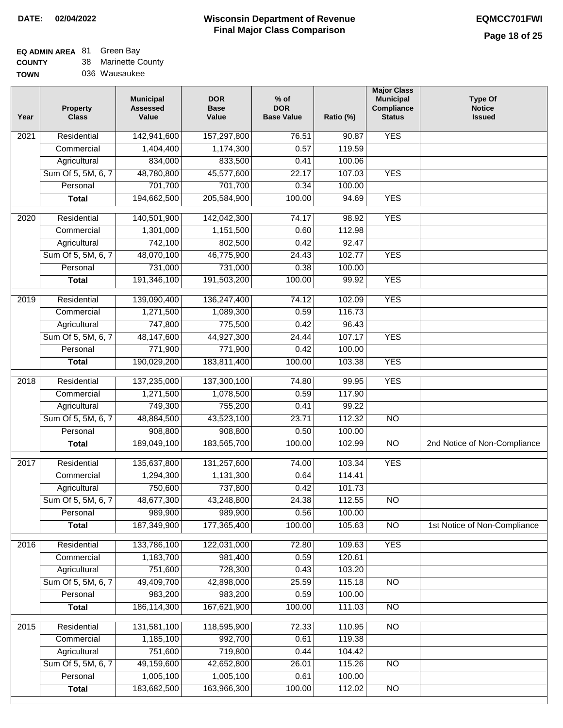**DATE: 02/04/2022**

# Wisconsin Department of Revenue
## Final Major Class Comparison

**EQMCC701FWI**

**EQ ADMIN AREA** 81 Green Bay
**COUNTY** 38 Marinette County
**TOWN** 036 Wausaukee

| Year | Property Class | Municipal Assessed Value | DOR Base Value | % of DOR Base Value | Ratio (%) | Major Class Municipal Compliance Status | Type Of Notice Issued |
|---|---|---|---|---|---|---|---|
| 2021 | Residential | 142,941,600 | 157,297,800 | 76.51 | 90.87 | YES | |
| | Commercial | 1,404,400 | 1,174,300 | 0.57 | 119.59 | | |
| | Agricultural | 834,000 | 833,500 | 0.41 | 100.06 | | |
| | Sum Of 5, 5M, 6, 7 | 48,780,800 | 45,577,600 | 22.17 | 107.03 | YES | |
| | Personal | 701,700 | 701,700 | 0.34 | 100.00 | | |
| | **Total** | 194,662,500 | 205,584,900 | 100.00 | 94.69 | YES | |
| 2020 | Residential | 140,501,900 | 142,042,300 | 74.17 | 98.92 | YES | |
| | Commercial | 1,301,000 | 1,151,500 | 0.60 | 112.98 | | |
| | Agricultural | 742,100 | 802,500 | 0.42 | 92.47 | | |
| | Sum Of 5, 5M, 6, 7 | 48,070,100 | 46,775,900 | 24.43 | 102.77 | YES | |
| | Personal | 731,000 | 731,000 | 0.38 | 100.00 | | |
| | **Total** | 191,346,100 | 191,503,200 | 100.00 | 99.92 | YES | |
| 2019 | Residential | 139,090,400 | 136,247,400 | 74.12 | 102.09 | YES | |
| | Commercial | 1,271,500 | 1,089,300 | 0.59 | 116.73 | | |
| | Agricultural | 747,800 | 775,500 | 0.42 | 96.43 | | |
| | Sum Of 5, 5M, 6, 7 | 48,147,600 | 44,927,300 | 24.44 | 107.17 | YES | |
| | Personal | 771,900 | 771,900 | 0.42 | 100.00 | | |
| | **Total** | 190,029,200 | 183,811,400 | 100.00 | 103.38 | YES | |
| 2018 | Residential | 137,235,000 | 137,300,100 | 74.80 | 99.95 | YES | |
| | Commercial | 1,271,500 | 1,078,500 | 0.59 | 117.90 | | |
| | Agricultural | 749,300 | 755,200 | 0.41 | 99.22 | | |
| | Sum Of 5, 5M, 6, 7 | 48,884,500 | 43,523,100 | 23.71 | 112.32 | NO | |
| | Personal | 908,800 | 908,800 | 0.50 | 100.00 | | |
| | **Total** | 189,049,100 | 183,565,700 | 100.00 | 102.99 | NO | 2nd Notice of Non-Compliance |
| 2017 | Residential | 135,637,800 | 131,257,600 | 74.00 | 103.34 | YES | |
| | Commercial | 1,294,300 | 1,131,300 | 0.64 | 114.41 | | |
| | Agricultural | 750,600 | 737,800 | 0.42 | 101.73 | | |
| | Sum Of 5, 5M, 6, 7 | 48,677,300 | 43,248,800 | 24.38 | 112.55 | NO | |
| | Personal | 989,900 | 989,900 | 0.56 | 100.00 | | |
| | **Total** | 187,349,900 | 177,365,400 | 100.00 | 105.63 | NO | 1st Notice of Non-Compliance |
| 2016 | Residential | 133,786,100 | 122,031,000 | 72.80 | 109.63 | YES | |
| | Commercial | 1,183,700 | 981,400 | 0.59 | 120.61 | | |
| | Agricultural | 751,600 | 728,300 | 0.43 | 103.20 | | |
| | Sum Of 5, 5M, 6, 7 | 49,409,700 | 42,898,000 | 25.59 | 115.18 | NO | |
| | Personal | 983,200 | 983,200 | 0.59 | 100.00 | | |
| | **Total** | 186,114,300 | 167,621,900 | 100.00 | 111.03 | NO | |
| 2015 | Residential | 131,581,100 | 118,595,900 | 72.33 | 110.95 | NO | |
| | Commercial | 1,185,100 | 992,700 | 0.61 | 119.38 | | |
| | Agricultural | 751,600 | 719,800 | 0.44 | 104.42 | | |
| | Sum Of 5, 5M, 6, 7 | 49,159,600 | 42,652,800 | 26.01 | 115.26 | NO | |
| | Personal | 1,005,100 | 1,005,100 | 0.61 | 100.00 | | |
| | **Total** | 183,682,500 | 163,966,300 | 100.00 | 112.02 | NO | |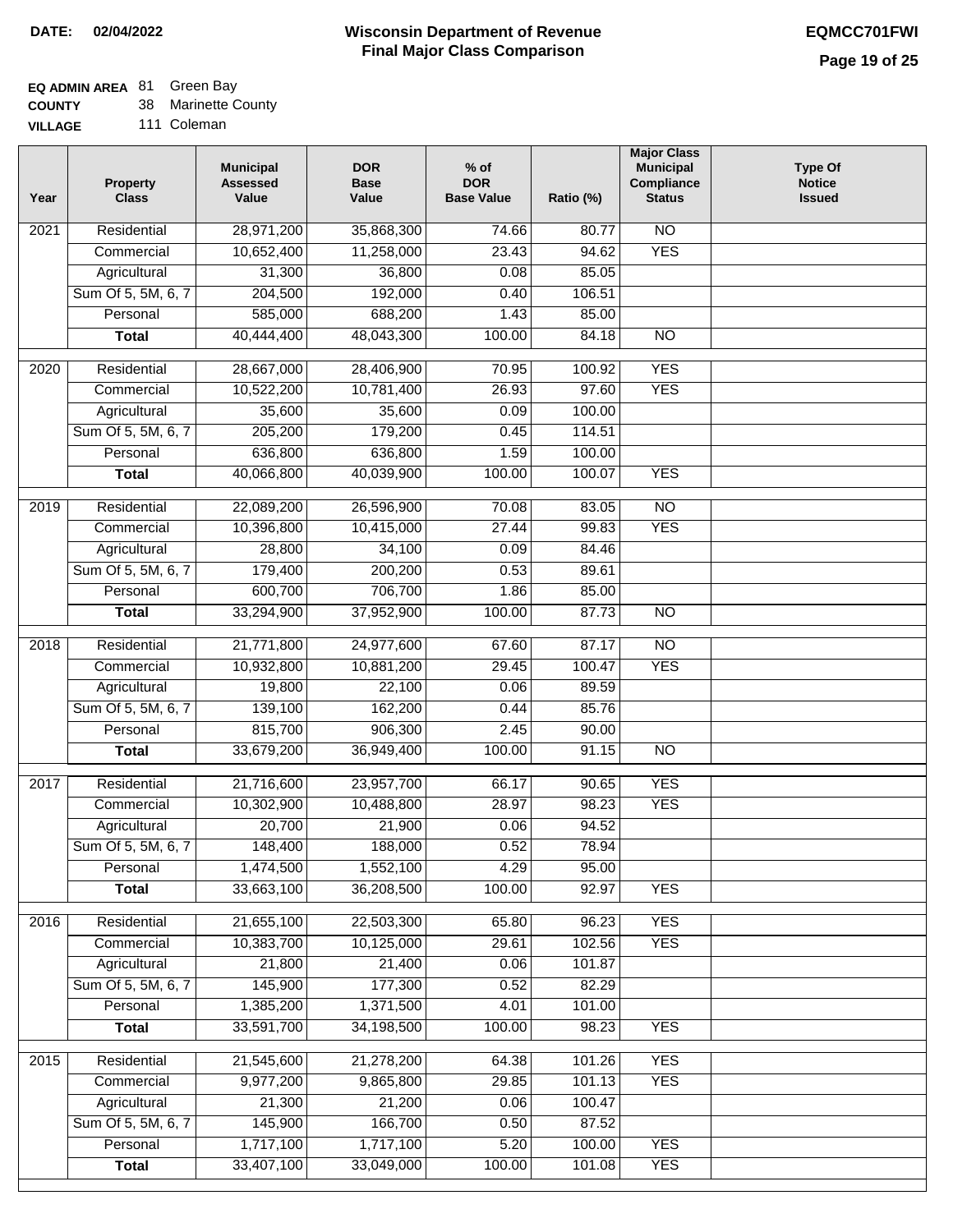**DATE:** 02/04/2022

# Wisconsin Department of Revenue
## Final Major Class Comparison

**EQMCC701FWI**

**EQ ADMIN AREA** 81 Green Bay
**COUNTY** 38 Marinette County
**VILLAGE** 111 Coleman

| Year | Property Class | Municipal Assessed Value | DOR Base Value | % of DOR Base Value | Ratio (%) | Major Class Municipal Compliance Status | Type Of Notice Issued |
|---|---|---|---|---|---|---|---|
| 2021 | Residential | 28,971,200 | 35,868,300 | 74.66 | 80.77 | NO | |
| | Commercial | 10,652,400 | 11,258,000 | 23.43 | 94.62 | YES | |
| | Agricultural | 31,300 | 36,800 | 0.08 | 85.05 | | |
| | Sum Of 5, 5M, 6, 7 | 204,500 | 192,000 | 0.40 | 106.51 | | |
| | Personal | 585,000 | 688,200 | 1.43 | 85.00 | | |
| | **Total** | 40,444,400 | 48,043,300 | 100.00 | 84.18 | NO | |
| 2020 | Residential | 28,667,000 | 28,406,900 | 70.95 | 100.92 | YES | |
| | Commercial | 10,522,200 | 10,781,400 | 26.93 | 97.60 | YES | |
| | Agricultural | 35,600 | 35,600 | 0.09 | 100.00 | | |
| | Sum Of 5, 5M, 6, 7 | 205,200 | 179,200 | 0.45 | 114.51 | | |
| | Personal | 636,800 | 636,800 | 1.59 | 100.00 | | |
| | **Total** | 40,066,800 | 40,039,900 | 100.00 | 100.07 | YES | |
| 2019 | Residential | 22,089,200 | 26,596,900 | 70.08 | 83.05 | NO | |
| | Commercial | 10,396,800 | 10,415,000 | 27.44 | 99.83 | YES | |
| | Agricultural | 28,800 | 34,100 | 0.09 | 84.46 | | |
| | Sum Of 5, 5M, 6, 7 | 179,400 | 200,200 | 0.53 | 89.61 | | |
| | Personal | 600,700 | 706,700 | 1.86 | 85.00 | | |
| | **Total** | 33,294,900 | 37,952,900 | 100.00 | 87.73 | NO | |
| 2018 | Residential | 21,771,800 | 24,977,600 | 67.60 | 87.17 | NO | |
| | Commercial | 10,932,800 | 10,881,200 | 29.45 | 100.47 | YES | |
| | Agricultural | 19,800 | 22,100 | 0.06 | 89.59 | | |
| | Sum Of 5, 5M, 6, 7 | 139,100 | 162,200 | 0.44 | 85.76 | | |
| | Personal | 815,700 | 906,300 | 2.45 | 90.00 | | |
| | **Total** | 33,679,200 | 36,949,400 | 100.00 | 91.15 | NO | |
| 2017 | Residential | 21,716,600 | 23,957,700 | 66.17 | 90.65 | YES | |
| | Commercial | 10,302,900 | 10,488,800 | 28.97 | 98.23 | YES | |
| | Agricultural | 20,700 | 21,900 | 0.06 | 94.52 | | |
| | Sum Of 5, 5M, 6, 7 | 148,400 | 188,000 | 0.52 | 78.94 | | |
| | Personal | 1,474,500 | 1,552,100 | 4.29 | 95.00 | | |
| | **Total** | 33,663,100 | 36,208,500 | 100.00 | 92.97 | YES | |
| 2016 | Residential | 21,655,100 | 22,503,300 | 65.80 | 96.23 | YES | |
| | Commercial | 10,383,700 | 10,125,000 | 29.61 | 102.56 | YES | |
| | Agricultural | 21,800 | 21,400 | 0.06 | 101.87 | | |
| | Sum Of 5, 5M, 6, 7 | 145,900 | 177,300 | 0.52 | 82.29 | | |
| | Personal | 1,385,200 | 1,371,500 | 4.01 | 101.00 | | |
| | **Total** | 33,591,700 | 34,198,500 | 100.00 | 98.23 | YES | |
| 2015 | Residential | 21,545,600 | 21,278,200 | 64.38 | 101.26 | YES | |
| | Commercial | 9,977,200 | 9,865,800 | 29.85 | 101.13 | YES | |
| | Agricultural | 21,300 | 21,200 | 0.06 | 100.47 | | |
| | Sum Of 5, 5M, 6, 7 | 145,900 | 166,700 | 0.50 | 87.52 | | |
| | Personal | 1,717,100 | 1,717,100 | 5.20 | 100.00 | YES | |
| | **Total** | 33,407,100 | 33,049,000 | 100.00 | 101.08 | YES | |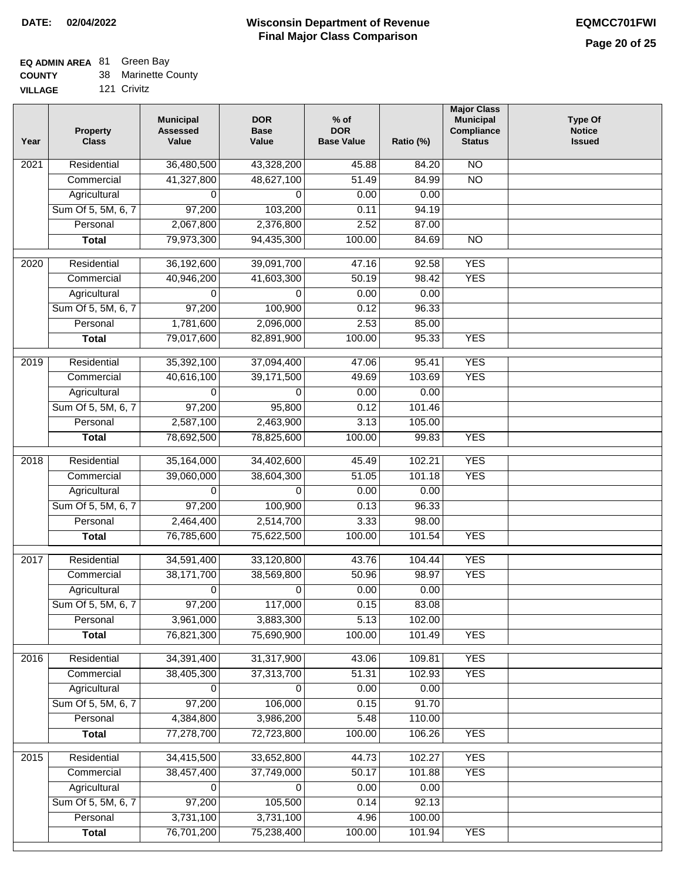**DATE:** 02/04/2022

# Wisconsin Department of Revenue
## Final Major Class Comparison

**EQMCC701FWI**

**EQ ADMIN AREA** 81 Green Bay
**COUNTY** 38 Marinette County
**VILLAGE** 121 Crivitz

| Year | Property Class | Municipal Assessed Value | DOR Base Value | % of DOR Base Value | Ratio (%) | Major Class Municipal Compliance Status | Type Of Notice Issued |
|---|---|---|---|---|---|---|---|
| 2021 | Residential | 36,480,500 | 43,328,200 | 45.88 | 84.20 | NO | |
| | Commercial | 41,327,800 | 48,627,100 | 51.49 | 84.99 | NO | |
| | Agricultural | 0 | 0 | 0.00 | 0.00 | | |
| | Sum Of 5, 5M, 6, 7 | 97,200 | 103,200 | 0.11 | 94.19 | | |
| | Personal | 2,067,800 | 2,376,800 | 2.52 | 87.00 | | |
| | **Total** | 79,973,300 | 94,435,300 | 100.00 | 84.69 | NO | |
| 2020 | Residential | 36,192,600 | 39,091,700 | 47.16 | 92.58 | YES | |
| | Commercial | 40,946,200 | 41,603,300 | 50.19 | 98.42 | YES | |
| | Agricultural | 0 | 0 | 0.00 | 0.00 | | |
| | Sum Of 5, 5M, 6, 7 | 97,200 | 100,900 | 0.12 | 96.33 | | |
| | Personal | 1,781,600 | 2,096,000 | 2.53 | 85.00 | | |
| | **Total** | 79,017,600 | 82,891,900 | 100.00 | 95.33 | YES | |
| 2019 | Residential | 35,392,100 | 37,094,400 | 47.06 | 95.41 | YES | |
| | Commercial | 40,616,100 | 39,171,500 | 49.69 | 103.69 | YES | |
| | Agricultural | 0 | 0 | 0.00 | 0.00 | | |
| | Sum Of 5, 5M, 6, 7 | 97,200 | 95,800 | 0.12 | 101.46 | | |
| | Personal | 2,587,100 | 2,463,900 | 3.13 | 105.00 | | |
| | **Total** | 78,692,500 | 78,825,600 | 100.00 | 99.83 | YES | |
| 2018 | Residential | 35,164,000 | 34,402,600 | 45.49 | 102.21 | YES | |
| | Commercial | 39,060,000 | 38,604,300 | 51.05 | 101.18 | YES | |
| | Agricultural | 0 | 0 | 0.00 | 0.00 | | |
| | Sum Of 5, 5M, 6, 7 | 97,200 | 100,900 | 0.13 | 96.33 | | |
| | Personal | 2,464,400 | 2,514,700 | 3.33 | 98.00 | | |
| | **Total** | 76,785,600 | 75,622,500 | 100.00 | 101.54 | YES | |
| 2017 | Residential | 34,591,400 | 33,120,800 | 43.76 | 104.44 | YES | |
| | Commercial | 38,171,700 | 38,569,800 | 50.96 | 98.97 | YES | |
| | Agricultural | 0 | 0 | 0.00 | 0.00 | | |
| | Sum Of 5, 5M, 6, 7 | 97,200 | 117,000 | 0.15 | 83.08 | | |
| | Personal | 3,961,000 | 3,883,300 | 5.13 | 102.00 | | |
| | **Total** | 76,821,300 | 75,690,900 | 100.00 | 101.49 | YES | |
| 2016 | Residential | 34,391,400 | 31,317,900 | 43.06 | 109.81 | YES | |
| | Commercial | 38,405,300 | 37,313,700 | 51.31 | 102.93 | YES | |
| | Agricultural | 0 | 0 | 0.00 | 0.00 | | |
| | Sum Of 5, 5M, 6, 7 | 97,200 | 106,000 | 0.15 | 91.70 | | |
| | Personal | 4,384,800 | 3,986,200 | 5.48 | 110.00 | | |
| | **Total** | 77,278,700 | 72,723,800 | 100.00 | 106.26 | YES | |
| 2015 | Residential | 34,415,500 | 33,652,800 | 44.73 | 102.27 | YES | |
| | Commercial | 38,457,400 | 37,749,000 | 50.17 | 101.88 | YES | |
| | Agricultural | 0 | 0 | 0.00 | 0.00 | | |
| | Sum Of 5, 5M, 6, 7 | 97,200 | 105,500 | 0.14 | 92.13 | | |
| | Personal | 3,731,100 | 3,731,100 | 4.96 | 100.00 | | |
| | **Total** | 76,701,200 | 75,238,400 | 100.00 | 101.94 | YES | |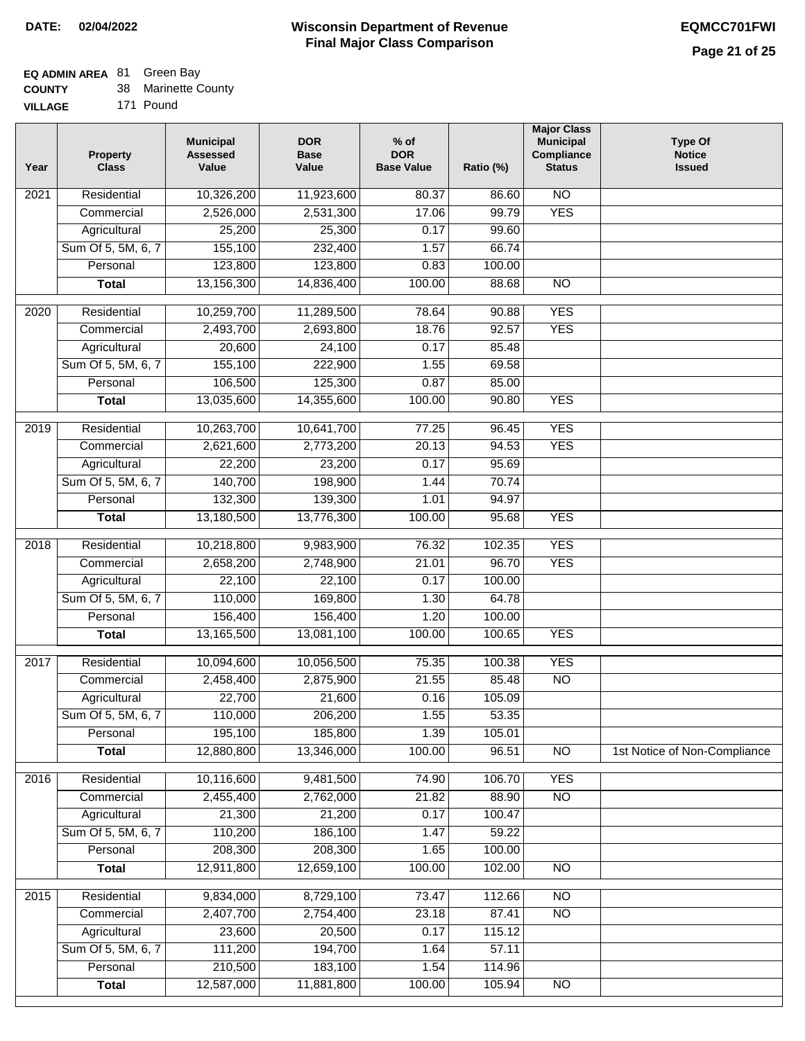**DATE: 02/04/2022**

# Wisconsin Department of Revenue
## Final Major Class Comparison

**EQMCC701FWI**

**EQ ADMIN AREA** 81 Green Bay
**COUNTY** 38 Marinette County
**VILLAGE** 171 Pound

| Year | Property Class | Municipal Assessed Value | DOR Base Value | % of DOR Base Value | Ratio (%) | Major Class Municipal Compliance Status | Type Of Notice Issued |
|---|---|---|---|---|---|---|---|
| 2021 | Residential | 10,326,200 | 11,923,600 | 80.37 | 86.60 | NO | |
| | Commercial | 2,526,000 | 2,531,300 | 17.06 | 99.79 | YES | |
| | Agricultural | 25,200 | 25,300 | 0.17 | 99.60 | | |
| | Sum Of 5, 5M, 6, 7 | 155,100 | 232,400 | 1.57 | 66.74 | | |
| | Personal | 123,800 | 123,800 | 0.83 | 100.00 | | |
| | **Total** | 13,156,300 | 14,836,400 | 100.00 | 88.68 | NO | |
| 2020 | Residential | 10,259,700 | 11,289,500 | 78.64 | 90.88 | YES | |
| | Commercial | 2,493,700 | 2,693,800 | 18.76 | 92.57 | YES | |
| | Agricultural | 20,600 | 24,100 | 0.17 | 85.48 | | |
| | Sum Of 5, 5M, 6, 7 | 155,100 | 222,900 | 1.55 | 69.58 | | |
| | Personal | 106,500 | 125,300 | 0.87 | 85.00 | | |
| | **Total** | 13,035,600 | 14,355,600 | 100.00 | 90.80 | YES | |
| 2019 | Residential | 10,263,700 | 10,641,700 | 77.25 | 96.45 | YES | |
| | Commercial | 2,621,600 | 2,773,200 | 20.13 | 94.53 | YES | |
| | Agricultural | 22,200 | 23,200 | 0.17 | 95.69 | | |
| | Sum Of 5, 5M, 6, 7 | 140,700 | 198,900 | 1.44 | 70.74 | | |
| | Personal | 132,300 | 139,300 | 1.01 | 94.97 | | |
| | **Total** | 13,180,500 | 13,776,300 | 100.00 | 95.68 | YES | |
| 2018 | Residential | 10,218,800 | 9,983,900 | 76.32 | 102.35 | YES | |
| | Commercial | 2,658,200 | 2,748,900 | 21.01 | 96.70 | YES | |
| | Agricultural | 22,100 | 22,100 | 0.17 | 100.00 | | |
| | Sum Of 5, 5M, 6, 7 | 110,000 | 169,800 | 1.30 | 64.78 | | |
| | Personal | 156,400 | 156,400 | 1.20 | 100.00 | | |
| | **Total** | 13,165,500 | 13,081,100 | 100.00 | 100.65 | YES | |
| 2017 | Residential | 10,094,600 | 10,056,500 | 75.35 | 100.38 | YES | |
| | Commercial | 2,458,400 | 2,875,900 | 21.55 | 85.48 | NO | |
| | Agricultural | 22,700 | 21,600 | 0.16 | 105.09 | | |
| | Sum Of 5, 5M, 6, 7 | 110,000 | 206,200 | 1.55 | 53.35 | | |
| | Personal | 195,100 | 185,800 | 1.39 | 105.01 | | |
| | **Total** | 12,880,800 | 13,346,000 | 100.00 | 96.51 | NO | 1st Notice of Non-Compliance |
| 2016 | Residential | 10,116,600 | 9,481,500 | 74.90 | 106.70 | YES | |
| | Commercial | 2,455,400 | 2,762,000 | 21.82 | 88.90 | NO | |
| | Agricultural | 21,300 | 21,200 | 0.17 | 100.47 | | |
| | Sum Of 5, 5M, 6, 7 | 110,200 | 186,100 | 1.47 | 59.22 | | |
| | Personal | 208,300 | 208,300 | 1.65 | 100.00 | | |
| | **Total** | 12,911,800 | 12,659,100 | 100.00 | 102.00 | NO | |
| 2015 | Residential | 9,834,000 | 8,729,100 | 73.47 | 112.66 | NO | |
| | Commercial | 2,407,700 | 2,754,400 | 23.18 | 87.41 | NO | |
| | Agricultural | 23,600 | 20,500 | 0.17 | 115.12 | | |
| | Sum Of 5, 5M, 6, 7 | 111,200 | 194,700 | 1.64 | 57.11 | | |
| | Personal | 210,500 | 183,100 | 1.54 | 114.96 | | |
| | **Total** | 12,587,000 | 11,881,800 | 100.00 | 105.94 | NO | |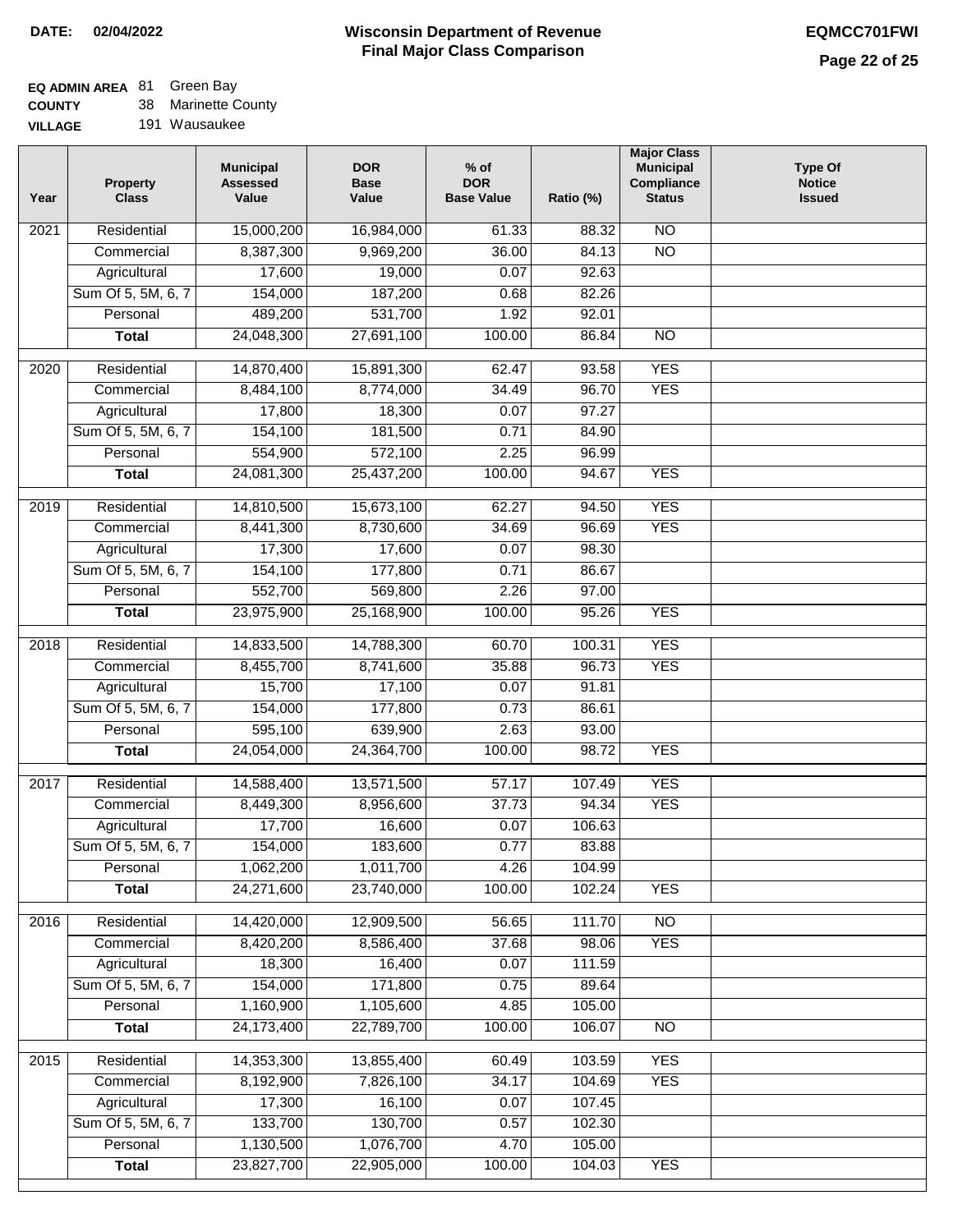**DATE: 02/04/2022**

# Wisconsin Department of Revenue
## Final Major Class Comparison

**EQMCC701FWI**

**EQ ADMIN AREA** 81 Green Bay
**COUNTY** 38 Marinette County
**VILLAGE** 191 Wausaukee

| Year | Property Class | Municipal Assessed Value | DOR Base Value | % of DOR Base Value | Ratio (%) | Major Class Municipal Compliance Status | Type Of Notice Issued |
|---|---|---|---|---|---|---|---|
| 2021 | Residential | 15,000,200 | 16,984,000 | 61.33 | 88.32 | NO | |
| | Commercial | 8,387,300 | 9,969,200 | 36.00 | 84.13 | NO | |
| | Agricultural | 17,600 | 19,000 | 0.07 | 92.63 | | |
| | Sum Of 5, 5M, 6, 7 | 154,000 | 187,200 | 0.68 | 82.26 | | |
| | Personal | 489,200 | 531,700 | 1.92 | 92.01 | | |
| | **Total** | 24,048,300 | 27,691,100 | 100.00 | 86.84 | NO | |
| 2020 | Residential | 14,870,400 | 15,891,300 | 62.47 | 93.58 | YES | |
| | Commercial | 8,484,100 | 8,774,000 | 34.49 | 96.70 | YES | |
| | Agricultural | 17,800 | 18,300 | 0.07 | 97.27 | | |
| | Sum Of 5, 5M, 6, 7 | 154,100 | 181,500 | 0.71 | 84.90 | | |
| | Personal | 554,900 | 572,100 | 2.25 | 96.99 | | |
| | **Total** | 24,081,300 | 25,437,200 | 100.00 | 94.67 | YES | |
| 2019 | Residential | 14,810,500 | 15,673,100 | 62.27 | 94.50 | YES | |
| | Commercial | 8,441,300 | 8,730,600 | 34.69 | 96.69 | YES | |
| | Agricultural | 17,300 | 17,600 | 0.07 | 98.30 | | |
| | Sum Of 5, 5M, 6, 7 | 154,100 | 177,800 | 0.71 | 86.67 | | |
| | Personal | 552,700 | 569,800 | 2.26 | 97.00 | | |
| | **Total** | 23,975,900 | 25,168,900 | 100.00 | 95.26 | YES | |
| 2018 | Residential | 14,833,500 | 14,788,300 | 60.70 | 100.31 | YES | |
| | Commercial | 8,455,700 | 8,741,600 | 35.88 | 96.73 | YES | |
| | Agricultural | 15,700 | 17,100 | 0.07 | 91.81 | | |
| | Sum Of 5, 5M, 6, 7 | 154,000 | 177,800 | 0.73 | 86.61 | | |
| | Personal | 595,100 | 639,900 | 2.63 | 93.00 | | |
| | **Total** | 24,054,000 | 24,364,700 | 100.00 | 98.72 | YES | |
| 2017 | Residential | 14,588,400 | 13,571,500 | 57.17 | 107.49 | YES | |
| | Commercial | 8,449,300 | 8,956,600 | 37.73 | 94.34 | YES | |
| | Agricultural | 17,700 | 16,600 | 0.07 | 106.63 | | |
| | Sum Of 5, 5M, 6, 7 | 154,000 | 183,600 | 0.77 | 83.88 | | |
| | Personal | 1,062,200 | 1,011,700 | 4.26 | 104.99 | | |
| | **Total** | 24,271,600 | 23,740,000 | 100.00 | 102.24 | YES | |
| 2016 | Residential | 14,420,000 | 12,909,500 | 56.65 | 111.70 | NO | |
| | Commercial | 8,420,200 | 8,586,400 | 37.68 | 98.06 | YES | |
| | Agricultural | 18,300 | 16,400 | 0.07 | 111.59 | | |
| | Sum Of 5, 5M, 6, 7 | 154,000 | 171,800 | 0.75 | 89.64 | | |
| | Personal | 1,160,900 | 1,105,600 | 4.85 | 105.00 | | |
| | **Total** | 24,173,400 | 22,789,700 | 100.00 | 106.07 | NO | |
| 2015 | Residential | 14,353,300 | 13,855,400 | 60.49 | 103.59 | YES | |
| | Commercial | 8,192,900 | 7,826,100 | 34.17 | 104.69 | YES | |
| | Agricultural | 17,300 | 16,100 | 0.07 | 107.45 | | |
| | Sum Of 5, 5M, 6, 7 | 133,700 | 130,700 | 0.57 | 102.30 | | |
| | Personal | 1,130,500 | 1,076,700 | 4.70 | 105.00 | | |
| | **Total** | 23,827,700 | 22,905,000 | 100.00 | 104.03 | YES | |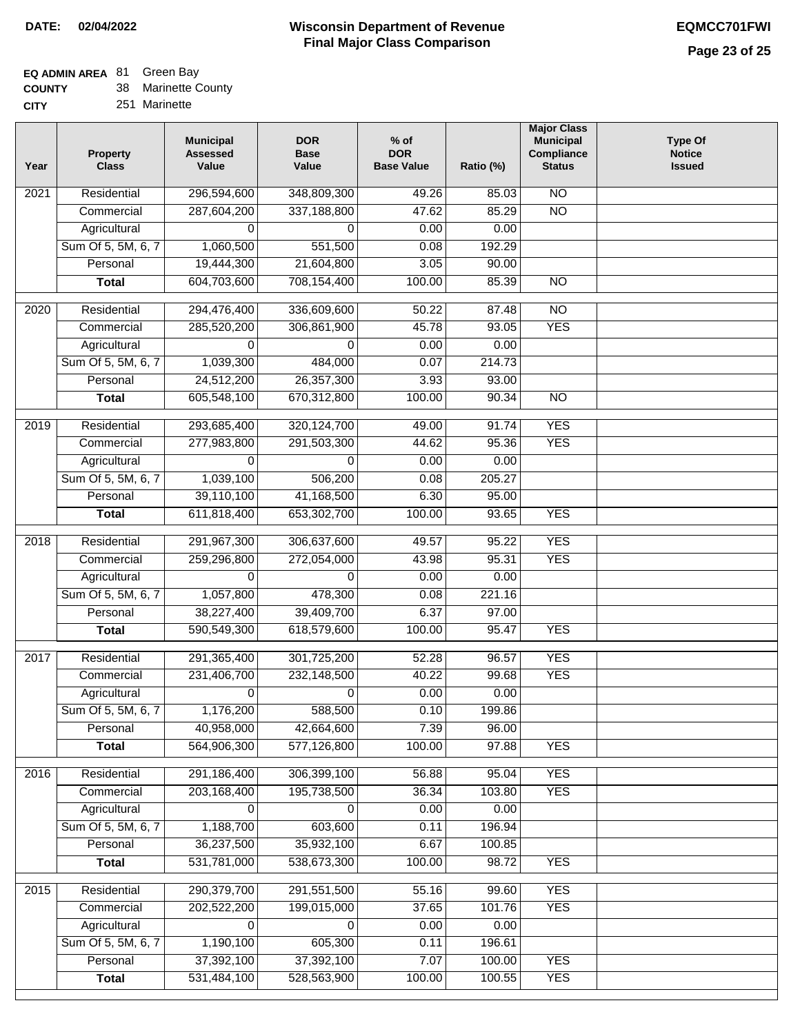**DATE:** 02/04/2022

# Wisconsin Department of Revenue
## Final Major Class Comparison

**EQMCC701FWI**

**EQ ADMIN AREA** 81 Green Bay
**COUNTY** 38 Marinette County
**CITY** 251 Marinette

| Year | Property Class | Municipal Assessed Value | DOR Base Value | % of DOR Base Value | Ratio (%) | Major Class Municipal Compliance Status | Type Of Notice Issued |
|---|---|---|---|---|---|---|---|
| 2021 | Residential | 296,594,600 | 348,809,300 | 49.26 | 85.03 | NO | |
| | Commercial | 287,604,200 | 337,188,800 | 47.62 | 85.29 | NO | |
| | Agricultural | 0 | 0 | 0.00 | 0.00 | | |
| | Sum Of 5, 5M, 6, 7 | 1,060,500 | 551,500 | 0.08 | 192.29 | | |
| | Personal | 19,444,300 | 21,604,800 | 3.05 | 90.00 | | |
| | **Total** | 604,703,600 | 708,154,400 | 100.00 | 85.39 | NO | |
| 2020 | Residential | 294,476,400 | 336,609,600 | 50.22 | 87.48 | NO | |
| | Commercial | 285,520,200 | 306,861,900 | 45.78 | 93.05 | YES | |
| | Agricultural | 0 | 0 | 0.00 | 0.00 | | |
| | Sum Of 5, 5M, 6, 7 | 1,039,300 | 484,000 | 0.07 | 214.73 | | |
| | Personal | 24,512,200 | 26,357,300 | 3.93 | 93.00 | | |
| | **Total** | 605,548,100 | 670,312,800 | 100.00 | 90.34 | NO | |
| 2019 | Residential | 293,685,400 | 320,124,700 | 49.00 | 91.74 | YES | |
| | Commercial | 277,983,800 | 291,503,300 | 44.62 | 95.36 | YES | |
| | Agricultural | 0 | 0 | 0.00 | 0.00 | | |
| | Sum Of 5, 5M, 6, 7 | 1,039,100 | 506,200 | 0.08 | 205.27 | | |
| | Personal | 39,110,100 | 41,168,500 | 6.30 | 95.00 | | |
| | **Total** | 611,818,400 | 653,302,700 | 100.00 | 93.65 | YES | |
| 2018 | Residential | 291,967,300 | 306,637,600 | 49.57 | 95.22 | YES | |
| | Commercial | 259,296,800 | 272,054,000 | 43.98 | 95.31 | YES | |
| | Agricultural | 0 | 0 | 0.00 | 0.00 | | |
| | Sum Of 5, 5M, 6, 7 | 1,057,800 | 478,300 | 0.08 | 221.16 | | |
| | Personal | 38,227,400 | 39,409,700 | 6.37 | 97.00 | | |
| | **Total** | 590,549,300 | 618,579,600 | 100.00 | 95.47 | YES | |
| 2017 | Residential | 291,365,400 | 301,725,200 | 52.28 | 96.57 | YES | |
| | Commercial | 231,406,700 | 232,148,500 | 40.22 | 99.68 | YES | |
| | Agricultural | 0 | 0 | 0.00 | 0.00 | | |
| | Sum Of 5, 5M, 6, 7 | 1,176,200 | 588,500 | 0.10 | 199.86 | | |
| | Personal | 40,958,000 | 42,664,600 | 7.39 | 96.00 | | |
| | **Total** | 564,906,300 | 577,126,800 | 100.00 | 97.88 | YES | |
| 2016 | Residential | 291,186,400 | 306,399,100 | 56.88 | 95.04 | YES | |
| | Commercial | 203,168,400 | 195,738,500 | 36.34 | 103.80 | YES | |
| | Agricultural | 0 | 0 | 0.00 | 0.00 | | |
| | Sum Of 5, 5M, 6, 7 | 1,188,700 | 603,600 | 0.11 | 196.94 | | |
| | Personal | 36,237,500 | 35,932,100 | 6.67 | 100.85 | | |
| | **Total** | 531,781,000 | 538,673,300 | 100.00 | 98.72 | YES | |
| 2015 | Residential | 290,379,700 | 291,551,500 | 55.16 | 99.60 | YES | |
| | Commercial | 202,522,200 | 199,015,000 | 37.65 | 101.76 | YES | |
| | Agricultural | 0 | 0 | 0.00 | 0.00 | | |
| | Sum Of 5, 5M, 6, 7 | 1,190,100 | 605,300 | 0.11 | 196.61 | | |
| | Personal | 37,392,100 | 37,392,100 | 7.07 | 100.00 | YES | |
| | **Total** | 531,484,100 | 528,563,900 | 100.00 | 100.55 | YES | |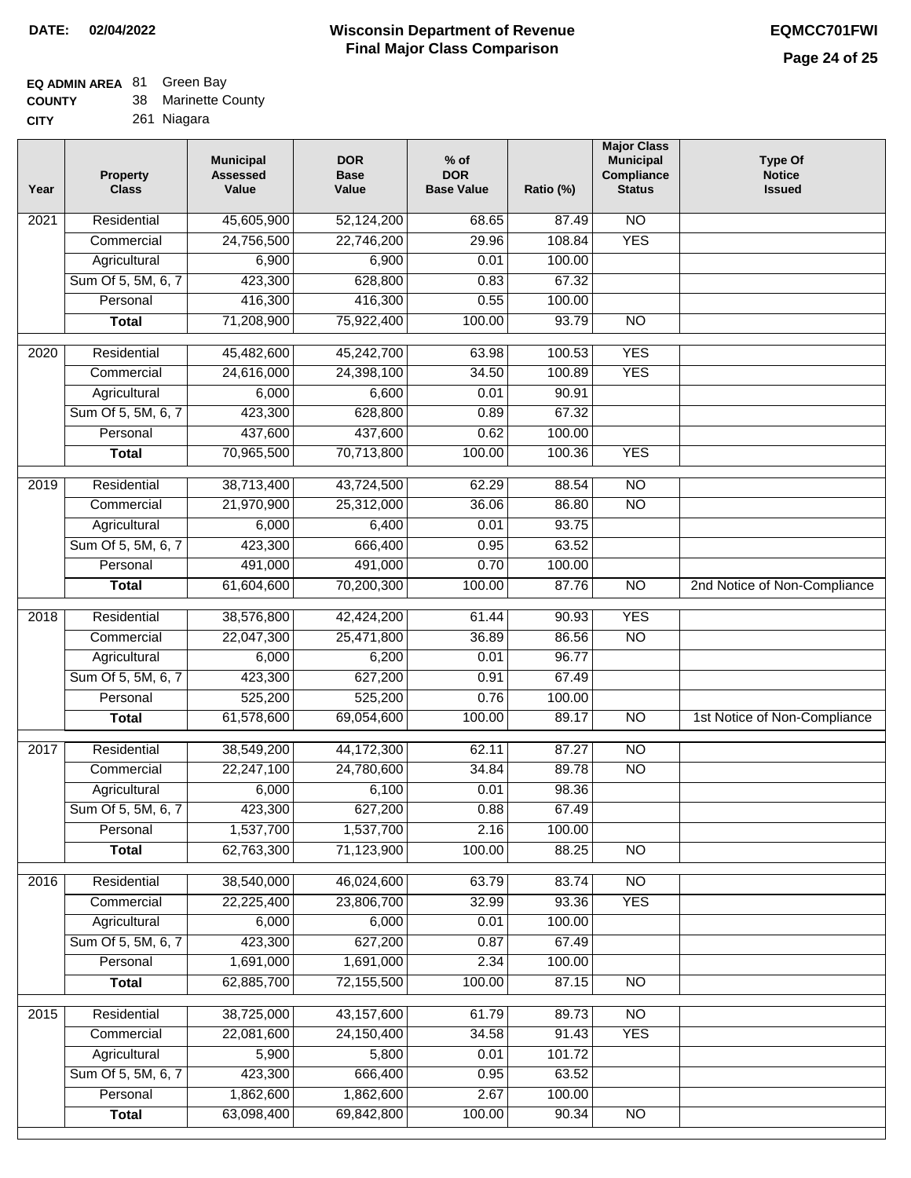**DATE: 02/04/2022**

# Wisconsin Department of Revenue
## Final Major Class Comparison

**EQMCC701FWI**

**EQ ADMIN AREA** 81 Green Bay
**COUNTY** 38 Marinette County
**CITY** 261 Niagara

| Year | Property Class | Municipal Assessed Value | DOR Base Value | % of DOR Base Value | Ratio (%) | Major Class Municipal Compliance Status | Type Of Notice Issued |
|---|---|---|---|---|---|---|---|
| 2021 | Residential | 45,605,900 | 52,124,200 | 68.65 | 87.49 | NO | |
| | Commercial | 24,756,500 | 22,746,200 | 29.96 | 108.84 | YES | |
| | Agricultural | 6,900 | 6,900 | 0.01 | 100.00 | | |
| | Sum Of 5, 5M, 6, 7 | 423,300 | 628,800 | 0.83 | 67.32 | | |
| | Personal | 416,300 | 416,300 | 0.55 | 100.00 | | |
| | **Total** | 71,208,900 | 75,922,400 | 100.00 | 93.79 | NO | |
| 2020 | Residential | 45,482,600 | 45,242,700 | 63.98 | 100.53 | YES | |
| | Commercial | 24,616,000 | 24,398,100 | 34.50 | 100.89 | YES | |
| | Agricultural | 6,000 | 6,600 | 0.01 | 90.91 | | |
| | Sum Of 5, 5M, 6, 7 | 423,300 | 628,800 | 0.89 | 67.32 | | |
| | Personal | 437,600 | 437,600 | 0.62 | 100.00 | | |
| | **Total** | 70,965,500 | 70,713,800 | 100.00 | 100.36 | YES | |
| 2019 | Residential | 38,713,400 | 43,724,500 | 62.29 | 88.54 | NO | |
| | Commercial | 21,970,900 | 25,312,000 | 36.06 | 86.80 | NO | |
| | Agricultural | 6,000 | 6,400 | 0.01 | 93.75 | | |
| | Sum Of 5, 5M, 6, 7 | 423,300 | 666,400 | 0.95 | 63.52 | | |
| | Personal | 491,000 | 491,000 | 0.70 | 100.00 | | |
| | **Total** | 61,604,600 | 70,200,300 | 100.00 | 87.76 | NO | 2nd Notice of Non-Compliance |
| 2018 | Residential | 38,576,800 | 42,424,200 | 61.44 | 90.93 | YES | |
| | Commercial | 22,047,300 | 25,471,800 | 36.89 | 86.56 | NO | |
| | Agricultural | 6,000 | 6,200 | 0.01 | 96.77 | | |
| | Sum Of 5, 5M, 6, 7 | 423,300 | 627,200 | 0.91 | 67.49 | | |
| | Personal | 525,200 | 525,200 | 0.76 | 100.00 | | |
| | **Total** | 61,578,600 | 69,054,600 | 100.00 | 89.17 | NO | 1st Notice of Non-Compliance |
| 2017 | Residential | 38,549,200 | 44,172,300 | 62.11 | 87.27 | NO | |
| | Commercial | 22,247,100 | 24,780,600 | 34.84 | 89.78 | NO | |
| | Agricultural | 6,000 | 6,100 | 0.01 | 98.36 | | |
| | Sum Of 5, 5M, 6, 7 | 423,300 | 627,200 | 0.88 | 67.49 | | |
| | Personal | 1,537,700 | 1,537,700 | 2.16 | 100.00 | | |
| | **Total** | 62,763,300 | 71,123,900 | 100.00 | 88.25 | NO | |
| 2016 | Residential | 38,540,000 | 46,024,600 | 63.79 | 83.74 | NO | |
| | Commercial | 22,225,400 | 23,806,700 | 32.99 | 93.36 | YES | |
| | Agricultural | 6,000 | 6,000 | 0.01 | 100.00 | | |
| | Sum Of 5, 5M, 6, 7 | 423,300 | 627,200 | 0.87 | 67.49 | | |
| | Personal | 1,691,000 | 1,691,000 | 2.34 | 100.00 | | |
| | **Total** | 62,885,700 | 72,155,500 | 100.00 | 87.15 | NO | |
| 2015 | Residential | 38,725,000 | 43,157,600 | 61.79 | 89.73 | NO | |
| | Commercial | 22,081,600 | 24,150,400 | 34.58 | 91.43 | YES | |
| | Agricultural | 5,900 | 5,800 | 0.01 | 101.72 | | |
| | Sum Of 5, 5M, 6, 7 | 423,300 | 666,400 | 0.95 | 63.52 | | |
| | Personal | 1,862,600 | 1,862,600 | 2.67 | 100.00 | | |
| | **Total** | 63,098,400 | 69,842,800 | 100.00 | 90.34 | NO | |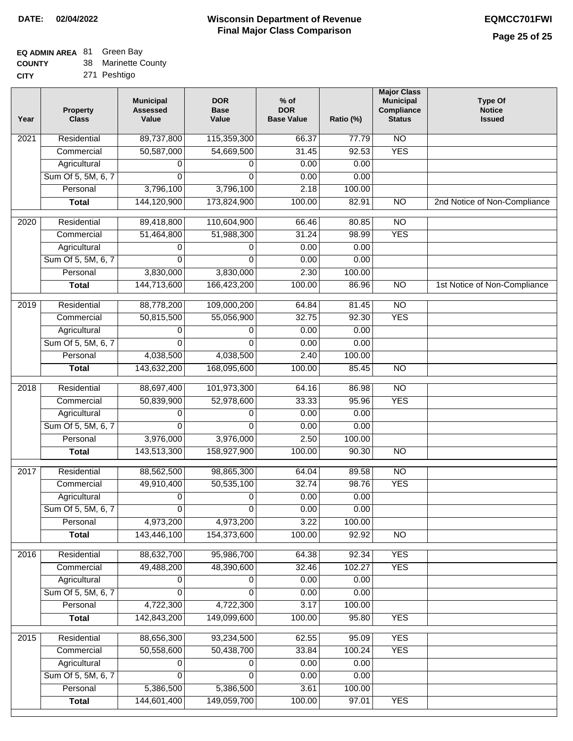**DATE: 02/04/2022**

# Wisconsin Department of Revenue
## Final Major Class Comparison

**EQMCC701FWI**

**EQ ADMIN AREA** 81 Green Bay
**COUNTY** 38 Marinette County
**CITY** 271 Peshtigo

| Year | Property Class | Municipal Assessed Value | DOR Base Value | % of DOR Base Value | Ratio (%) | Major Class Municipal Compliance Status | Type Of Notice Issued |
|---|---|---|---|---|---|---|---|
| 2021 | Residential | 89,737,800 | 115,359,300 | 66.37 | 77.79 | NO | |
| | Commercial | 50,587,000 | 54,669,500 | 31.45 | 92.53 | YES | |
| | Agricultural | 0 | 0 | 0.00 | 0.00 | | |
| | Sum Of 5, 5M, 6, 7 | 0 | 0 | 0.00 | 0.00 | | |
| | Personal | 3,796,100 | 3,796,100 | 2.18 | 100.00 | | |
| | **Total** | 144,120,900 | 173,824,900 | 100.00 | 82.91 | NO | 2nd Notice of Non-Compliance |
| 2020 | Residential | 89,418,800 | 110,604,900 | 66.46 | 80.85 | NO | |
| | Commercial | 51,464,800 | 51,988,300 | 31.24 | 98.99 | YES | |
| | Agricultural | 0 | 0 | 0.00 | 0.00 | | |
| | Sum Of 5, 5M, 6, 7 | 0 | 0 | 0.00 | 0.00 | | |
| | Personal | 3,830,000 | 3,830,000 | 2.30 | 100.00 | | |
| | **Total** | 144,713,600 | 166,423,200 | 100.00 | 86.96 | NO | 1st Notice of Non-Compliance |
| 2019 | Residential | 88,778,200 | 109,000,200 | 64.84 | 81.45 | NO | |
| | Commercial | 50,815,500 | 55,056,900 | 32.75 | 92.30 | YES | |
| | Agricultural | 0 | 0 | 0.00 | 0.00 | | |
| | Sum Of 5, 5M, 6, 7 | 0 | 0 | 0.00 | 0.00 | | |
| | Personal | 4,038,500 | 4,038,500 | 2.40 | 100.00 | | |
| | **Total** | 143,632,200 | 168,095,600 | 100.00 | 85.45 | NO | |
| 2018 | Residential | 88,697,400 | 101,973,300 | 64.16 | 86.98 | NO | |
| | Commercial | 50,839,900 | 52,978,600 | 33.33 | 95.96 | YES | |
| | Agricultural | 0 | 0 | 0.00 | 0.00 | | |
| | Sum Of 5, 5M, 6, 7 | 0 | 0 | 0.00 | 0.00 | | |
| | Personal | 3,976,000 | 3,976,000 | 2.50 | 100.00 | | |
| | **Total** | 143,513,300 | 158,927,900 | 100.00 | 90.30 | NO | |
| 2017 | Residential | 88,562,500 | 98,865,300 | 64.04 | 89.58 | NO | |
| | Commercial | 49,910,400 | 50,535,100 | 32.74 | 98.76 | YES | |
| | Agricultural | 0 | 0 | 0.00 | 0.00 | | |
| | Sum Of 5, 5M, 6, 7 | 0 | 0 | 0.00 | 0.00 | | |
| | Personal | 4,973,200 | 4,973,200 | 3.22 | 100.00 | | |
| | **Total** | 143,446,100 | 154,373,600 | 100.00 | 92.92 | NO | |
| 2016 | Residential | 88,632,700 | 95,986,700 | 64.38 | 92.34 | YES | |
| | Commercial | 49,488,200 | 48,390,600 | 32.46 | 102.27 | YES | |
| | Agricultural | 0 | 0 | 0.00 | 0.00 | | |
| | Sum Of 5, 5M, 6, 7 | 0 | 0 | 0.00 | 0.00 | | |
| | Personal | 4,722,300 | 4,722,300 | 3.17 | 100.00 | | |
| | **Total** | 142,843,200 | 149,099,600 | 100.00 | 95.80 | YES | |
| 2015 | Residential | 88,656,300 | 93,234,500 | 62.55 | 95.09 | YES | |
| | Commercial | 50,558,600 | 50,438,700 | 33.84 | 100.24 | YES | |
| | Agricultural | 0 | 0 | 0.00 | 0.00 | | |
| | Sum Of 5, 5M, 6, 7 | 0 | 0 | 0.00 | 0.00 | | |
| | Personal | 5,386,500 | 5,386,500 | 3.61 | 100.00 | | |
| | **Total** | 144,601,400 | 149,059,700 | 100.00 | 97.01 | YES | |